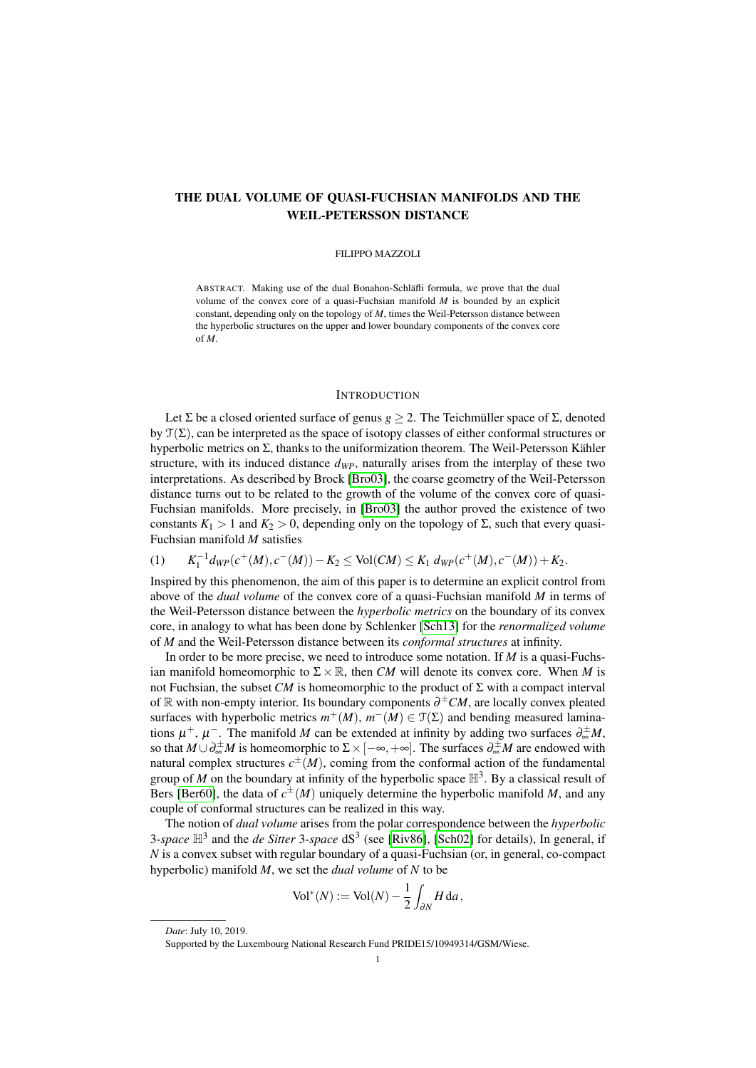# THE DUAL VOLUME OF QUASI-FUCHSIAN MANIFOLDS AND THE WEIL-PETERSSON DISTANCE

FILIPPO MAZZOLI

ABSTRACT. Making use of the dual Bonahon-Schläfli formula, we prove that the dual volume of the convex core of a quasi-Fuchsian manifold $M$ is bounded by an explicit constant, depending only on the topology of $M$, times the Weil-Petersson distance between the hyperbolic structures on the upper and lower boundary components of the convex core of $M$.

## INTRODUCTION

Let $\Sigma$ be a closed oriented surface of genus $g \geq 2$. The Teichmüller space of $\Sigma$, denoted by $\mathcal{T}(\Sigma)$, can be interpreted as the space of isotopy classes of either conformal structures or hyperbolic metrics on $\Sigma$, thanks to the uniformization theorem. The Weil-Petersson Kähler structure, with its induced distance $d_{WP}$, naturally arises from the interplay of these two interpretations. As described by Brock [Bro03], the coarse geometry of the Weil-Petersson distance turns out to be related to the growth of the volume of the convex core of quasi-Fuchsian manifolds. More precisely, in [Bro03] the author proved the existence of two constants $K_1 > 1$ and $K_2 > 0$, depending only on the topology of $\Sigma$, such that every quasi-Fuchsian manifold $M$ satisfies

$$K_1^{-1} d_{WP}(c^+(M), c^-(M)) - K_2 \leq \mathrm{Vol}(CM) \leq K_1 \, d_{WP}(c^+(M), c^-(M)) + K_2. \tag{1}$$

Inspired by this phenomenon, the aim of this paper is to determine an explicit control from above of the *dual volume* of the convex core of a quasi-Fuchsian manifold $M$ in terms of the Weil-Petersson distance between the *hyperbolic metrics* on the boundary of its convex core, in analogy to what has been done by Schlenker [Sch13] for the *renormalized volume* of $M$ and the Weil-Petersson distance between its *conformal structures* at infinity.

In order to be more precise, we need to introduce some notation. If $M$ is a quasi-Fuchsian manifold homeomorphic to $\Sigma \times \mathbb{R}$, then $CM$ will denote its convex core. When $M$ is not Fuchsian, the subset $CM$ is homeomorphic to the product of $\Sigma$ with a compact interval of $\mathbb{R}$ with non-empty interior. Its boundary components $\partial^{\pm} CM$, are locally convex pleated surfaces with hyperbolic metrics $m^+(M)$, $m^-(M) \in \mathcal{T}(\Sigma)$ and bending measured laminations $\mu^+$, $\mu^-$. The manifold $M$ can be extended at infinity by adding two surfaces $\partial^{\pm}_{\infty} M$, so that $M \cup \partial^{\pm}_{\infty} M$ is homeomorphic to $\Sigma \times [-\infty, +\infty]$. The surfaces $\partial^{\pm}_{\infty} M$ are endowed with natural complex structures $c^{\pm}(M)$, coming from the conformal action of the fundamental group of $M$ on the boundary at infinity of the hyperbolic space $\mathbb{H}^3$. By a classical result of Bers [Ber60], the data of $c^{\pm}(M)$ uniquely determine the hyperbolic manifold $M$, and any couple of conformal structures can be realized in this way.

The notion of *dual volume* arises from the polar correspondence between the *hyperbolic 3-space* $\mathbb{H}^3$ and the *de Sitter 3-space* $\mathrm{dS}^3$ (see [Riv86], [Sch02] for details), In general, if $N$ is a convex subset with regular boundary of a quasi-Fuchsian (or, in general, co-compact hyperbolic) manifold $M$, we set the *dual volume* of $N$ to be

$$\mathrm{Vol}^*(N) := \mathrm{Vol}(N) - \frac{1}{2} \int_{\partial N} H \, \mathrm{d}a,$$

---

*Date*: July 10, 2019.

Supported by the Luxembourg National Research Fund PRIDE15/10949314/GSM/Wiese.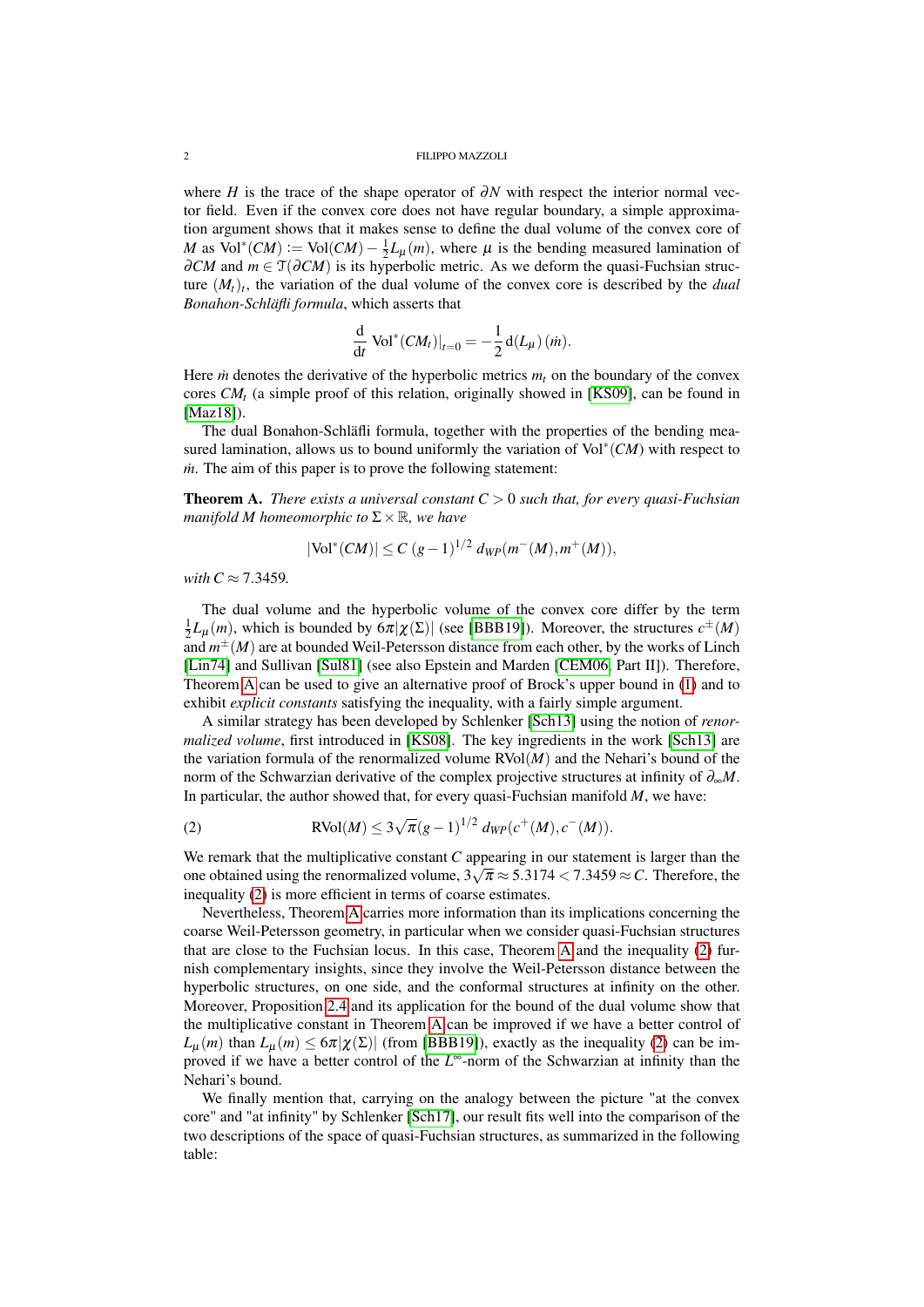where $H$ is the trace of the shape operator of $\partial N$ with respect the interior normal vector field. Even if the convex core does not have regular boundary, a simple approximation argument shows that it makes sense to define the dual volume of the convex core of $M$ as $\mathrm{Vol}^*(CM) := \mathrm{Vol}(CM) - \frac{1}{2} L_\mu(m)$, where $\mu$ is the bending measured lamination of $\partial CM$ and $m \in \mathcal{T}(\partial CM)$ is its hyperbolic metric. As we deform the quasi-Fuchsian structure $(M_t)_t$, the variation of the dual volume of the convex core is described by the *dual Bonahon-Schläfli formula*, which asserts that

$$\frac{\mathrm{d}}{\mathrm{d}t} \mathrm{Vol}^*(CM_t)|_{t=0} = -\frac{1}{2} \mathrm{d}(L_\mu)(\dot{m}).$$

Here $\dot{m}$ denotes the derivative of the hyperbolic metrics $m_t$ on the boundary of the convex cores $CM_t$ (a simple proof of this relation, originally showed in [KS09], can be found in [Maz18]).

The dual Bonahon-Schläfli formula, together with the properties of the bending measured lamination, allows us to bound uniformly the variation of $\mathrm{Vol}^*(CM)$ with respect to $\dot{m}$. The aim of this paper is to prove the following statement:

**Theorem A.** *There exists a universal constant $C > 0$ such that, for every quasi-Fuchsian manifold $M$ homeomorphic to $\Sigma \times \mathbb{R}$, we have*

$$|\mathrm{Vol}^*(CM)| \leq C\,(g-1)^{1/2}\, d_{WP}(m^-(M), m^+(M)),$$

*with $C \approx 7.3459$.*

The dual volume and the hyperbolic volume of the convex core differ by the term $\frac{1}{2} L_\mu(m)$, which is bounded by $6\pi|\chi(\Sigma)|$ (see [BBB19]). Moreover, the structures $c^\pm(M)$ and $m^\pm(M)$ are at bounded Weil-Petersson distance from each other, by the works of Linch [Lin74] and Sullivan [Sul81] (see also Epstein and Marden [CEM06, Part II]). Therefore, Theorem A can be used to give an alternative proof of Brock's upper bound in (1) and to exhibit *explicit constants* satisfying the inequality, with a fairly simple argument.

A similar strategy has been developed by Schlenker [Sch13] using the notion of *renormalized volume*, first introduced in [KS08]. The key ingredients in the work [Sch13] are the variation formula of the renormalized volume $\mathrm{RVol}(M)$ and the Nehari's bound of the norm of the Schwarzian derivative of the complex projective structures at infinity of $\partial_\infty M$. In particular, the author showed that, for every quasi-Fuchsian manifold $M$, we have:

$$\mathrm{RVol}(M) \leq 3\sqrt{\pi}(g-1)^{1/2}\, d_{WP}(c^+(M), c^-(M)). \tag{2}$$

We remark that the multiplicative constant $C$ appearing in our statement is larger than the one obtained using the renormalized volume, $3\sqrt{\pi} \approx 5.3174 < 7.3459 \approx C$. Therefore, the inequality (2) is more efficient in terms of coarse estimates.

Nevertheless, Theorem A carries more information than its implications concerning the coarse Weil-Petersson geometry, in particular when we consider quasi-Fuchsian structures that are close to the Fuchsian locus. In this case, Theorem A and the inequality (2) furnish complementary insights, since they involve the Weil-Petersson distance between the hyperbolic structures, on one side, and the conformal structures at infinity on the other. Moreover, Proposition 2.4 and its application for the bound of the dual volume show that the multiplicative constant in Theorem A can be improved if we have a better control of $L_\mu(m)$ than $L_\mu(m) \leq 6\pi|\chi(\Sigma)|$ (from [BBB19]), exactly as the inequality (2) can be improved if we have a better control of the $L^\infty$-norm of the Schwarzian at infinity than the Nehari's bound.

We finally mention that, carrying on the analogy between the picture "at the convex core" and "at infinity" by Schlenker [Sch17], our result fits well into the comparison of the two descriptions of the space of quasi-Fuchsian structures, as summarized in the following table: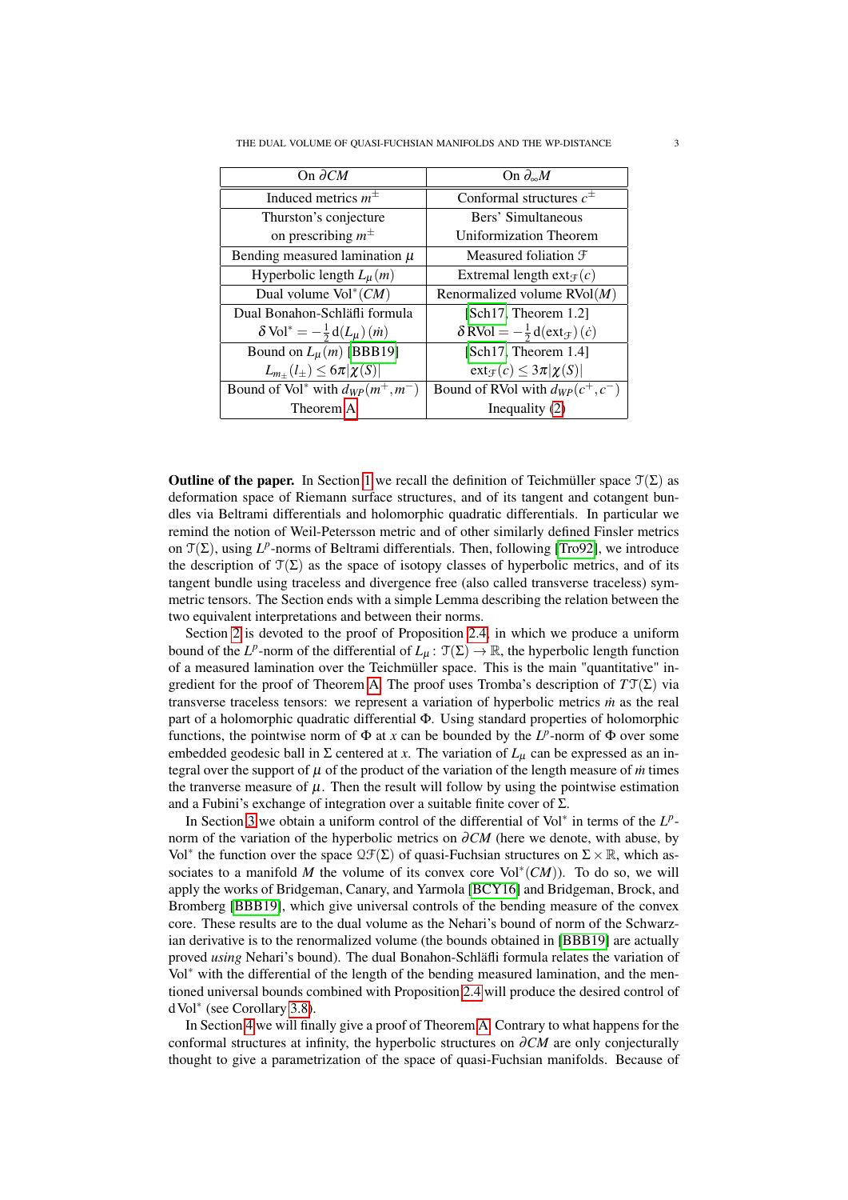| On $\partial CM$ | On $\partial_\infty M$ |
|---|---|
| Induced metrics $m^\pm$ | Conformal structures $c^\pm$ |
| Thurston's conjecture on prescribing $m^\pm$ | Bers' Simultaneous Uniformization Theorem |
| Bending measured lamination $\mu$ | Measured foliation $\mathcal{F}$ |
| Hyperbolic length $L_\mu(m)$ | Extremal length $\mathrm{ext}_\mathcal{F}(c)$ |
| Dual volume $\mathrm{Vol}^*(CM)$ | Renormalized volume $\mathrm{RVol}(M)$ |
| Dual Bonahon-Schläfli formula $\delta\,\mathrm{Vol}^* = -\frac{1}{2}\,\mathrm{d}(L_\mu)\,(\dot{m})$ | [Sch17, Theorem 1.2] $\delta\,\mathrm{RVol} = -\frac{1}{2}\,\mathrm{d}(\mathrm{ext}_\mathcal{F})\,(\dot{c})$ |
| Bound on $L_\mu(m)$ [BBB19] $L_{m_\pm}(l_\pm) \leq 6\pi\lvert\chi(S)\rvert$ | [Sch17, Theorem 1.4] $\mathrm{ext}_\mathcal{F}(c) \leq 3\pi\lvert\chi(S)\rvert$ |
| Bound of $\mathrm{Vol}^*$ with $d_{WP}(m^+,m^-)$ Theorem A | Bound of RVol with $d_{WP}(c^+,c^-)$ Inequality (2) |

**Outline of the paper.** In Section 1 we recall the definition of Teichmüller space $\mathcal{T}(\Sigma)$ as deformation space of Riemann surface structures, and of its tangent and cotangent bundles via Beltrami differentials and holomorphic quadratic differentials. In particular we remind the notion of Weil-Petersson metric and of other similarly defined Finsler metrics on $\mathcal{T}(\Sigma)$, using $L^p$-norms of Beltrami differentials. Then, following [Tro92], we introduce the description of $\mathcal{T}(\Sigma)$ as the space of isotopy classes of hyperbolic metrics, and of its tangent bundle using traceless and divergence free (also called transverse traceless) symmetric tensors. The Section ends with a simple Lemma describing the relation between the two equivalent interpretations and between their norms.

Section 2 is devoted to the proof of Proposition 2.4, in which we produce a uniform bound of the $L^p$-norm of the differential of $L_\mu \colon \mathcal{T}(\Sigma) \to \mathbb{R}$, the hyperbolic length function of a measured lamination over the Teichmüller space. This is the main "quantitative" ingredient for the proof of Theorem A. The proof uses Tromba's description of $T\mathcal{T}(\Sigma)$ via transverse traceless tensors: we represent a variation of hyperbolic metrics $\dot{m}$ as the real part of a holomorphic quadratic differential $\Phi$. Using standard properties of holomorphic functions, the pointwise norm of $\Phi$ at $x$ can be bounded by the $L^p$-norm of $\Phi$ over some embedded geodesic ball in $\Sigma$ centered at $x$. The variation of $L_\mu$ can be expressed as an integral over the support of $\mu$ of the product of the variation of the length measure of $\dot{m}$ times the tranverse measure of $\mu$. Then the result will follow by using the pointwise estimation and a Fubini's exchange of integration over a suitable finite cover of $\Sigma$.

In Section 3 we obtain a uniform control of the differential of $\mathrm{Vol}^*$ in terms of the $L^p$-norm of the variation of the hyperbolic metrics on $\partial CM$ (here we denote, with abuse, by $\mathrm{Vol}^*$ the function over the space $\mathcal{QF}(\Sigma)$ of quasi-Fuchsian structures on $\Sigma \times \mathbb{R}$, which associates to a manifold $M$ the volume of its convex core $\mathrm{Vol}^*(CM)$). To do so, we will apply the works of Bridgeman, Canary, and Yarmola [BCY16] and Bridgeman, Brock, and Bromberg [BBB19], which give universal controls of the bending measure of the convex core. These results are to the dual volume as the Nehari's bound of norm of the Schwarzian derivative is to the renormalized volume (the bounds obtained in [BBB19] are actually proved *using* Nehari's bound). The dual Bonahon-Schläfli formula relates the variation of $\mathrm{Vol}^*$ with the differential of the length of the bending measured lamination, and the mentioned universal bounds combined with Proposition 2.4 will produce the desired control of $\mathrm{d}\,\mathrm{Vol}^*$ (see Corollary 3.8).

In Section 4 we will finally give a proof of Theorem A. Contrary to what happens for the conformal structures at infinity, the hyperbolic structures on $\partial CM$ are only conjecturally thought to give a parametrization of the space of quasi-Fuchsian manifolds. Because of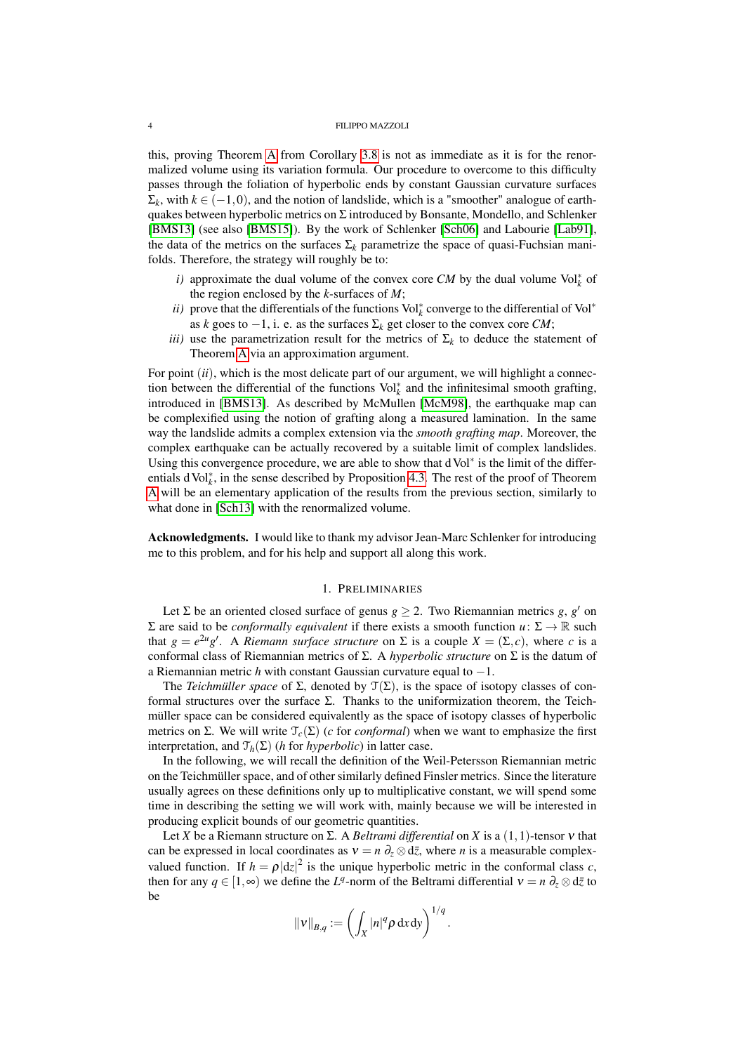this, proving Theorem A from Corollary 3.8 is not as immediate as it is for the renormalized volume using its variation formula. Our procedure to overcome to this difficulty passes through the foliation of hyperbolic ends by constant Gaussian curvature surfaces $\Sigma_k$, with $k \in (-1, 0)$, and the notion of landslide, which is a "smoother" analogue of earthquakes between hyperbolic metrics on $\Sigma$ introduced by Bonsante, Mondello, and Schlenker [BMS13] (see also [BMS15]). By the work of Schlenker [Sch06] and Labourie [Lab91], the data of the metrics on the surfaces $\Sigma_k$ parametrize the space of quasi-Fuchsian manifolds. Therefore, the strategy will roughly be to:

*i)* approximate the dual volume of the convex core $CM$ by the dual volume $\mathrm{Vol}_k^*$ of the region enclosed by the $k$-surfaces of $M$;

*ii)* prove that the differentials of the functions $\mathrm{Vol}_k^*$ converge to the differential of $\mathrm{Vol}^*$ as $k$ goes to $-1$, i. e. as the surfaces $\Sigma_k$ get closer to the convex core $CM$;

*iii)* use the parametrization result for the metrics of $\Sigma_k$ to deduce the statement of Theorem A via an approximation argument.

For point $(ii)$, which is the most delicate part of our argument, we will highlight a connection between the differential of the functions $\mathrm{Vol}_k^*$ and the infinitesimal smooth grafting, introduced in [BMS13]. As described by McMullen [McM98], the earthquake map can be complexified using the notion of grafting along a measured lamination. In the same way the landslide admits a complex extension via the *smooth grafting map*. Moreover, the complex earthquake can be actually recovered by a suitable limit of complex landslides. Using this convergence procedure, we are able to show that $\mathrm{d}\,\mathrm{Vol}^*$ is the limit of the differentials $\mathrm{d}\,\mathrm{Vol}_k^*$, in the sense described by Proposition 4.3. The rest of the proof of Theorem A will be an elementary application of the results from the previous section, similarly to what done in [Sch13] with the renormalized volume.

**Acknowledgments.** I would like to thank my advisor Jean-Marc Schlenker for introducing me to this problem, and for his help and support all along this work.

## 1. Preliminaries

Let $\Sigma$ be an oriented closed surface of genus $g \geq 2$. Two Riemannian metrics $g$, $g'$ on $\Sigma$ are said to be *conformally equivalent* if there exists a smooth function $u \colon \Sigma \to \mathbb{R}$ such that $g = e^{2u} g'$. A *Riemann surface structure* on $\Sigma$ is a couple $X = (\Sigma, c)$, where $c$ is a conformal class of Riemannian metrics of $\Sigma$. A *hyperbolic structure* on $\Sigma$ is the datum of a Riemannian metric $h$ with constant Gaussian curvature equal to $-1$.

The *Teichmüller space* of $\Sigma$, denoted by $\mathcal{T}(\Sigma)$, is the space of isotopy classes of conformal structures over the surface $\Sigma$. Thanks to the uniformization theorem, the Teichmüller space can be considered equivalently as the space of isotopy classes of hyperbolic metrics on $\Sigma$. We will write $\mathcal{T}_c(\Sigma)$ ($c$ for *conformal*) when we want to emphasize the first interpretation, and $\mathcal{T}_h(\Sigma)$ ($h$ for *hyperbolic*) in latter case.

In the following, we will recall the definition of the Weil-Petersson Riemannian metric on the Teichmüller space, and of other similarly defined Finsler metrics. Since the literature usually agrees on these definitions only up to multiplicative constant, we will spend some time in describing the setting we will work with, mainly because we will be interested in producing explicit bounds of our geometric quantities.

Let $X$ be a Riemann structure on $\Sigma$. A *Beltrami differential* on $X$ is a $(1,1)$-tensor $\nu$ that can be expressed in local coordinates as $\nu = n\, \partial_z \otimes \mathrm{d}\bar{z}$, where $n$ is a measurable complex-valued function. If $h = \rho |\mathrm{d}z|^2$ is the unique hyperbolic metric in the conformal class $c$, then for any $q \in [1, \infty)$ we define the $L^q$-norm of the Beltrami differential $\nu = n\, \partial_z \otimes \mathrm{d}\bar{z}$ to be

$$\|\nu\|_{B,q} := \left( \int_X |n|^q \rho \, \mathrm{d}x \, \mathrm{d}y \right)^{1/q}.$$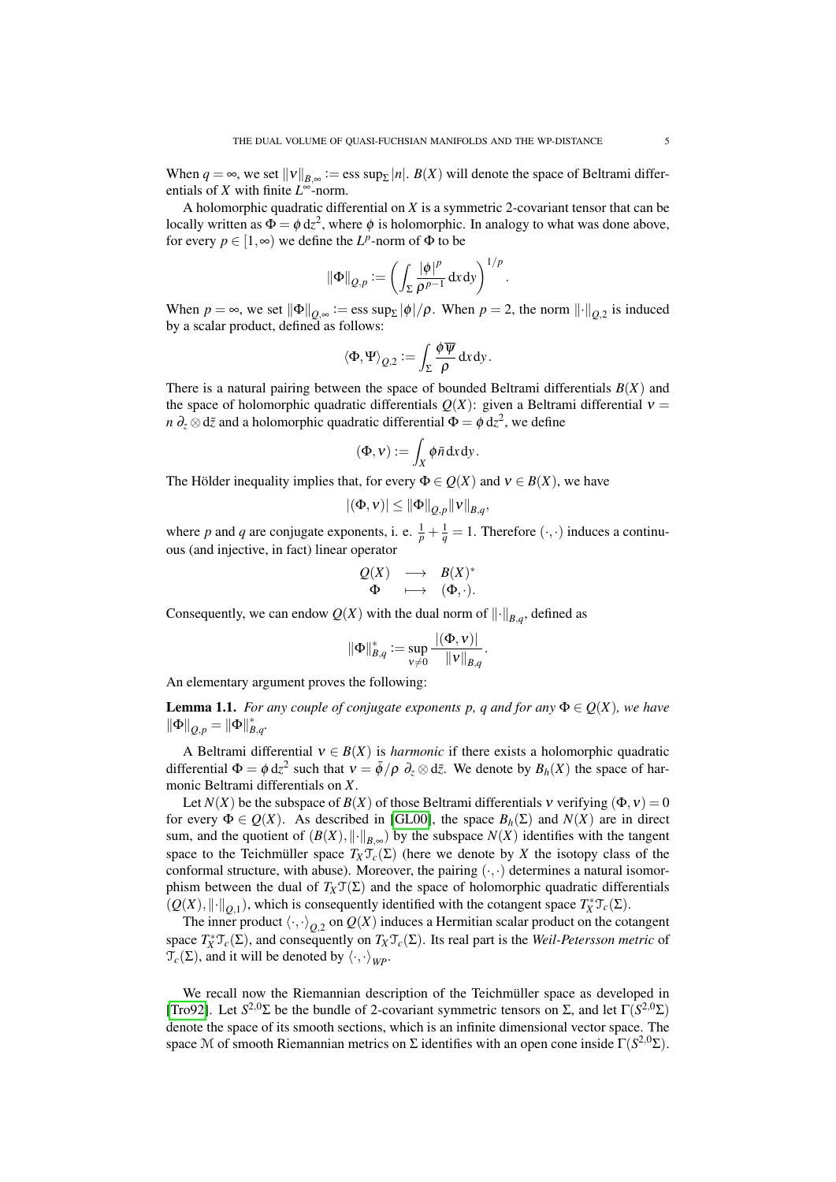When $q = \infty$, we set $\|\nu\|_{B,\infty} := \operatorname{ess\,sup}_\Sigma |n|$. $B(X)$ will denote the space of Beltrami differentials of $X$ with finite $L^\infty$-norm.

A holomorphic quadratic differential on $X$ is a symmetric 2-covariant tensor that can be locally written as $\Phi = \phi\, \mathrm{d}z^2$, where $\phi$ is holomorphic. In analogy to what was done above, for every $p \in [1, \infty)$ we define the $L^p$-norm of $\Phi$ to be

$$\|\Phi\|_{Q,p} := \left( \int_\Sigma \frac{|\phi|^p}{\rho^{p-1}} \mathrm{d}x\,\mathrm{d}y \right)^{1/p}.$$

When $p = \infty$, we set $\|\Phi\|_{Q,\infty} := \operatorname{ess\,sup}_\Sigma |\phi|/\rho$. When $p = 2$, the norm $\|\cdot\|_{Q,2}$ is induced by a scalar product, defined as follows:

$$\langle \Phi, \Psi \rangle_{Q,2} := \int_\Sigma \frac{\phi \overline{\psi}}{\rho} \mathrm{d}x\,\mathrm{d}y.$$

There is a natural pairing between the space of bounded Beltrami differentials $B(X)$ and the space of holomorphic quadratic differentials $Q(X)$: given a Beltrami differential $\nu = n\, \partial_z \otimes \mathrm{d}\bar{z}$ and a holomorphic quadratic differential $\Phi = \phi\, \mathrm{d}z^2$, we define

$$(\Phi, \nu) := \int_X \phi \bar{n}\, \mathrm{d}x\,\mathrm{d}y.$$

The Hölder inequality implies that, for every $\Phi \in Q(X)$ and $\nu \in B(X)$, we have

$$|(\Phi, \nu)| \leq \|\Phi\|_{Q,p} \|\nu\|_{B,q},$$

where $p$ and $q$ are conjugate exponents, i. e. $\frac{1}{p} + \frac{1}{q} = 1$. Therefore $(\cdot, \cdot)$ induces a continuous (and injective, in fact) linear operator

$$\begin{array}{ccc} Q(X) & \longrightarrow & B(X)^* \\ \Phi & \longmapsto & (\Phi, \cdot). \end{array}$$

Consequently, we can endow $Q(X)$ with the dual norm of $\|\cdot\|_{B,q}$, defined as

$$\|\Phi\|_{B,q}^* := \sup_{\nu \neq 0} \frac{|(\Phi, \nu)|}{\|\nu\|_{B,q}}.$$

An elementary argument proves the following:

**Lemma 1.1.** *For any couple of conjugate exponents $p$, $q$ and for any $\Phi \in Q(X)$, we have $\|\Phi\|_{Q,p} = \|\Phi\|_{B,q}^*$.*

A Beltrami differential $\nu \in B(X)$ is *harmonic* if there exists a holomorphic quadratic differential $\Phi = \phi\, \mathrm{d}z^2$ such that $\nu = \bar{\phi}/\rho\ \partial_z \otimes \mathrm{d}\bar{z}$. We denote by $B_h(X)$ the space of harmonic Beltrami differentials on $X$.

Let $N(X)$ be the subspace of $B(X)$ of those Beltrami differentials $\nu$ verifying $(\Phi, \nu) = 0$ for every $\Phi \in Q(X)$. As described in [GL00], the space $B_h(\Sigma)$ and $N(X)$ are in direct sum, and the quotient of $(B(X), \|\cdot\|_{B,\infty})$ by the subspace $N(X)$ identifies with the tangent space to the Teichmüller space $T_X \mathcal{T}_c(\Sigma)$ (here we denote by $X$ the isotopy class of the conformal structure, with abuse). Moreover, the pairing $(\cdot, \cdot)$ determines a natural isomorphism between the dual of $T_X \mathcal{T}(\Sigma)$ and the space of holomorphic quadratic differentials $(Q(X), \|\cdot\|_{Q,1})$, which is consequently identified with the cotangent space $T_X^* \mathcal{T}_c(\Sigma)$.

The inner product $\langle \cdot, \cdot \rangle_{Q,2}$ on $Q(X)$ induces a Hermitian scalar product on the cotangent space $T_X^* \mathcal{T}_c(\Sigma)$, and consequently on $T_X \mathcal{T}_c(\Sigma)$. Its real part is the *Weil-Petersson metric* of $\mathcal{T}_c(\Sigma)$, and it will be denoted by $\langle \cdot, \cdot \rangle_{WP}$.

We recall now the Riemannian description of the Teichmüller space as developed in [Tro92]. Let $S^{2,0}\Sigma$ be the bundle of 2-covariant symmetric tensors on $\Sigma$, and let $\Gamma(S^{2,0}\Sigma)$ denote the space of its smooth sections, which is an infinite dimensional vector space. The space $\mathcal{M}$ of smooth Riemannian metrics on $\Sigma$ identifies with an open cone inside $\Gamma(S^{2,0}\Sigma)$.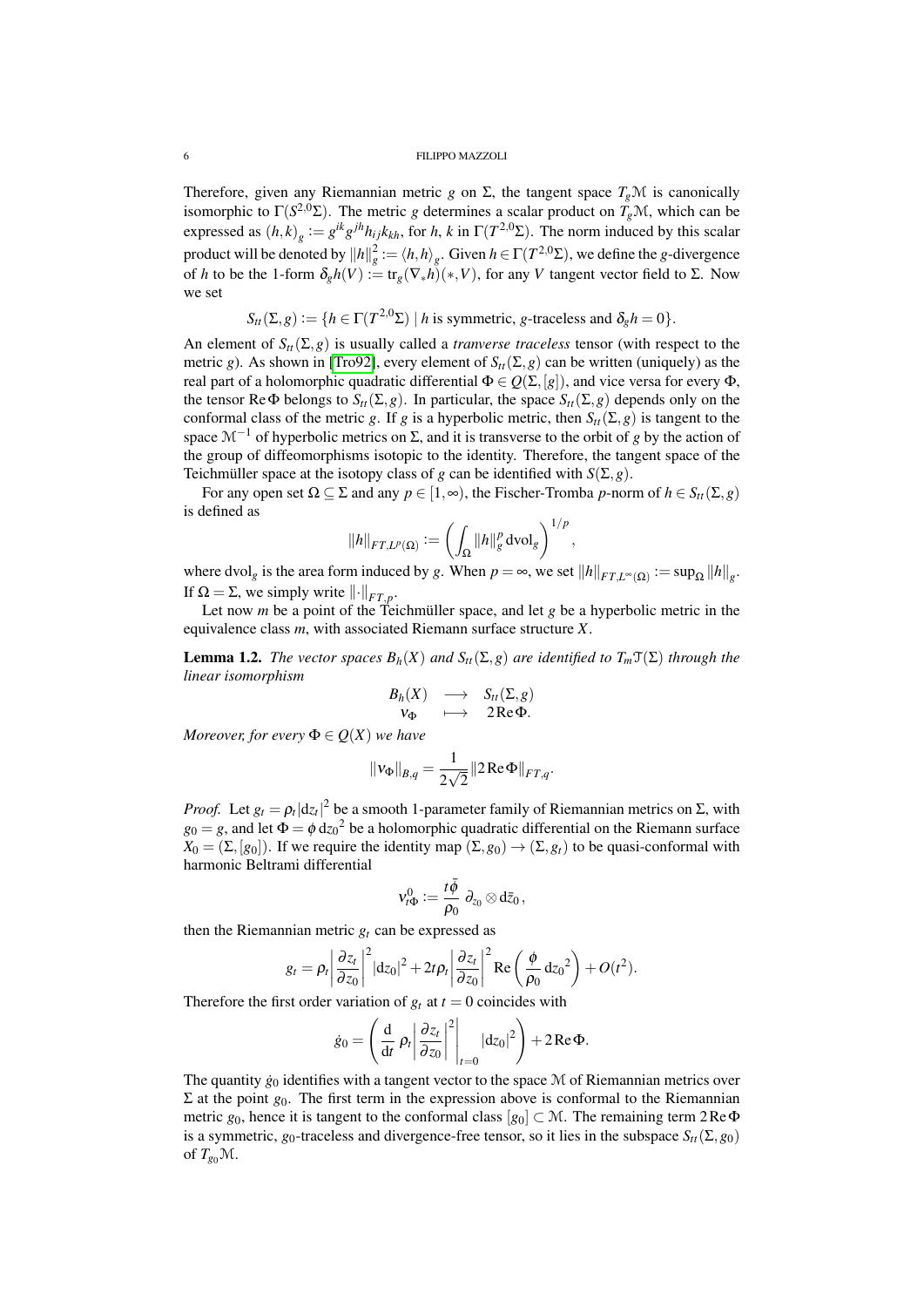Therefore, given any Riemannian metric $g$ on $\Sigma$, the tangent space $T_g\mathcal{M}$ is canonically isomorphic to $\Gamma(S^{2,0}\Sigma)$. The metric $g$ determines a scalar product on $T_g\mathcal{M}$, which can be expressed as $(h,k)_g := g^{ik}g^{jh}h_{ij}k_{kh}$, for $h$, $k$ in $\Gamma(T^{2,0}\Sigma)$. The norm induced by this scalar product will be denoted by $\|h\|_g^2 := \langle h,h\rangle_g$. Given $h \in \Gamma(T^{2,0}\Sigma)$, we define the $g$-divergence of $h$ to be the 1-form $\delta_g h(V) := \operatorname{tr}_g(\nabla_* h)(*,V)$, for any $V$ tangent vector field to $\Sigma$. Now we set

$$S_{tt}(\Sigma,g) := \{h \in \Gamma(T^{2,0}\Sigma) \mid h \text{ is symmetric, } g\text{-traceless and } \delta_g h = 0\}.$$

An element of $S_{tt}(\Sigma,g)$ is usually called a *tranverse traceless* tensor (with respect to the metric $g$). As shown in [Tro92], every element of $S_{tt}(\Sigma,g)$ can be written (uniquely) as the real part of a holomorphic quadratic differential $\Phi \in Q(\Sigma,[g])$, and vice versa for every $\Phi$, the tensor $\operatorname{Re}\Phi$ belongs to $S_{tt}(\Sigma,g)$. In particular, the space $S_{tt}(\Sigma,g)$ depends only on the conformal class of the metric $g$. If $g$ is a hyperbolic metric, then $S_{tt}(\Sigma,g)$ is tangent to the space $\mathcal{M}^{-1}$ of hyperbolic metrics on $\Sigma$, and it is transverse to the orbit of $g$ by the action of the group of diffeomorphisms isotopic to the identity. Therefore, the tangent space of the Teichmüller space at the isotopy class of $g$ can be identified with $S(\Sigma,g)$.

For any open set $\Omega \subseteq \Sigma$ and any $p \in [1,\infty)$, the Fischer-Tromba $p$-norm of $h \in S_{tt}(\Sigma,g)$ is defined as

$$\|h\|_{FT,L^p(\Omega)} := \left(\int_\Omega \|h\|_g^p \operatorname{dvol}_g\right)^{1/p},$$

where $\operatorname{dvol}_g$ is the area form induced by $g$. When $p=\infty$, we set $\|h\|_{FT,L^\infty(\Omega)} := \sup_\Omega \|h\|_g$. If $\Omega = \Sigma$, we simply write $\|\cdot\|_{FT,p}$.

Let now $m$ be a point of the Teichmüller space, and let $g$ be a hyperbolic metric in the equivalence class $m$, with associated Riemann surface structure $X$.

**Lemma 1.2.** *The vector spaces $B_h(X)$ and $S_{tt}(\Sigma,g)$ are identified to $T_m\mathcal{T}(\Sigma)$ through the linear isomorphism*

$$\begin{array}{ccc} B_h(X) & \longrightarrow & S_{tt}(\Sigma,g) \\ \nu_\Phi & \longmapsto & 2\operatorname{Re}\Phi. \end{array}$$

*Moreover, for every $\Phi \in Q(X)$ we have*

$$\|\nu_\Phi\|_{B,q} = \frac{1}{2\sqrt{2}}\|2\operatorname{Re}\Phi\|_{FT,q}.$$

*Proof.* Let $g_t = \rho_t|\mathrm{d}z_t|^2$ be a smooth 1-parameter family of Riemannian metrics on $\Sigma$, with $g_0 = g$, and let $\Phi = \phi\,\mathrm{d}z_0{}^2$ be a holomorphic quadratic differential on the Riemann surface $X_0 = (\Sigma,[g_0])$. If we require the identity map $(\Sigma,g_0) \to (\Sigma,g_t)$ to be quasi-conformal with harmonic Beltrami differential

$$\nu^0_{t\Phi} := \frac{t\bar\phi}{\rho_0}\,\partial_{z_0}\otimes \mathrm{d}\bar z_0,$$

then the Riemannian metric $g_t$ can be expressed as

$$g_t = \rho_t\left|\frac{\partial z_t}{\partial z_0}\right|^2|\mathrm{d}z_0|^2 + 2t\rho_t\left|\frac{\partial z_t}{\partial z_0}\right|^2\operatorname{Re}\left(\frac{\phi}{\rho_0}\,\mathrm{d}z_0{}^2\right) + O(t^2).$$

Therefore the first order variation of $g_t$ at $t=0$ coincides with

$$\dot g_0 = \left(\frac{\mathrm{d}}{\mathrm{d}t}\,\rho_t\left|\frac{\partial z_t}{\partial z_0}\right|^2\Bigg|_{t=0}|\mathrm{d}z_0|^2\right) + 2\operatorname{Re}\Phi.$$

The quantity $\dot g_0$ identifies with a tangent vector to the space $\mathcal{M}$ of Riemannian metrics over $\Sigma$ at the point $g_0$. The first term in the expression above is conformal to the Riemannian metric $g_0$, hence it is tangent to the conformal class $[g_0] \subset \mathcal{M}$. The remaining term $2\operatorname{Re}\Phi$ is a symmetric, $g_0$-traceless and divergence-free tensor, so it lies in the subspace $S_{tt}(\Sigma,g_0)$ of $T_{g_0}\mathcal{M}$.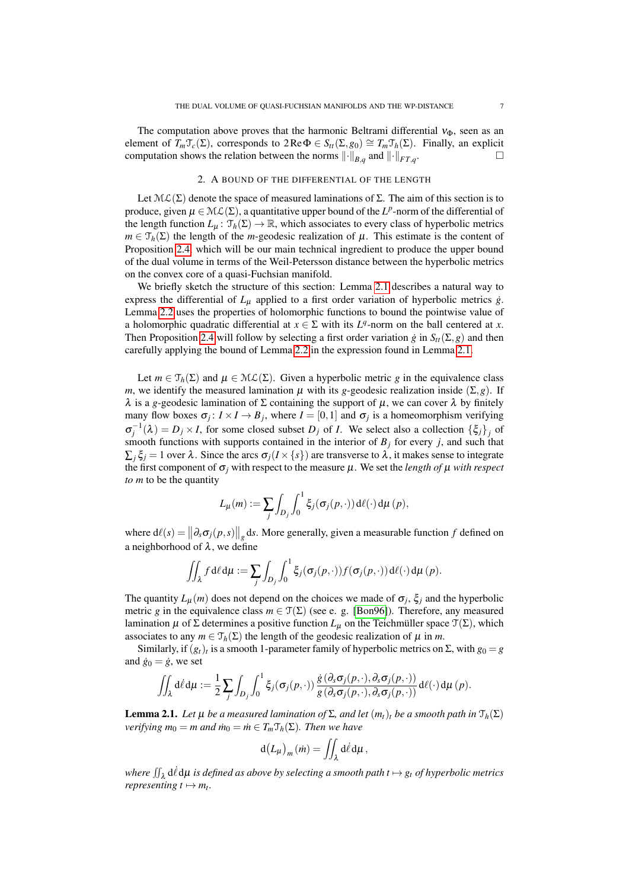The computation above proves that the harmonic Beltrami differential $\nu_\Phi$, seen as an element of $T_m\mathcal{T}_c(\Sigma)$, corresponds to $2\operatorname{Re}\Phi \in S_{tt}(\Sigma, g_0) \cong T_m\mathcal{T}_h(\Sigma)$. Finally, an explicit computation shows the relation between the norms $\|\cdot\|_{B,q}$ and $\|\cdot\|_{FT,q}$. $\square$

## 2. A bound of the differential of the length

Let $\mathcal{ML}(\Sigma)$ denote the space of measured laminations of $\Sigma$. The aim of this section is to produce, given $\mu \in \mathcal{ML}(\Sigma)$, a quantitative upper bound of the $L^p$-norm of the differential of the length function $L_\mu : \mathcal{T}_h(\Sigma) \to \mathbb{R}$, which associates to every class of hyperbolic metrics $m \in \mathcal{T}_h(\Sigma)$ the length of the $m$-geodesic realization of $\mu$. This estimate is the content of Proposition 2.4, which will be our main technical ingredient to produce the upper bound of the dual volume in terms of the Weil-Petersson distance between the hyperbolic metrics on the convex core of a quasi-Fuchsian manifold.

We briefly sketch the structure of this section: Lemma 2.1 describes a natural way to express the differential of $L_\mu$ applied to a first order variation of hyperbolic metrics $\dot{g}$. Lemma 2.2 uses the properties of holomorphic functions to bound the pointwise value of a holomorphic quadratic differential at $x \in \Sigma$ with its $L^q$-norm on the ball centered at $x$. Then Proposition 2.4 will follow by selecting a first order variation $\dot{g}$ in $S_{tt}(\Sigma, g)$ and then carefully applying the bound of Lemma 2.2 in the expression found in Lemma 2.1.

Let $m \in \mathcal{T}_h(\Sigma)$ and $\mu \in \mathcal{ML}(\Sigma)$. Given a hyperbolic metric $g$ in the equivalence class $m$, we identify the measured lamination $\mu$ with its $g$-geodesic realization inside $(\Sigma, g)$. If $\lambda$ is a $g$-geodesic lamination of $\Sigma$ containing the support of $\mu$, we can cover $\lambda$ by finitely many flow boxes $\sigma_j : I \times I \to B_j$, where $I = [0,1]$ and $\sigma_j$ is a homeomorphism verifying $\sigma_j^{-1}(\lambda) = D_j \times I$, for some closed subset $D_j$ of $I$. We select also a collection $\{\xi_j\}_j$ of smooth functions with supports contained in the interior of $B_j$ for every $j$, and such that $\sum_j \xi_j = 1$ over $\lambda$. Since the arcs $\sigma_j(I \times \{s\})$ are transverse to $\lambda$, it makes sense to integrate the first component of $\sigma_j$ with respect to the measure $\mu$. We set the *length of $\mu$ with respect to $m$* to be the quantity

$$L_\mu(m) := \sum_j \int_{D_j} \int_0^1 \xi_j(\sigma_j(p,\cdot)) \, \mathrm{d}\ell(\cdot) \, \mathrm{d}\mu\,(p),$$

where $\mathrm{d}\ell(s) = \left\|\partial_s \sigma_j(p,s)\right\|_g \mathrm{d}s$. More generally, given a measurable function $f$ defined on a neighborhood of $\lambda$, we define

$$\iint_\lambda f \, \mathrm{d}\ell \, \mathrm{d}\mu := \sum_j \int_{D_j} \int_0^1 \xi_j(\sigma_j(p,\cdot)) f(\sigma_j(p,\cdot)) \, \mathrm{d}\ell(\cdot) \, \mathrm{d}\mu\,(p).$$

The quantity $L_\mu(m)$ does not depend on the choices we made of $\sigma_j$, $\xi_j$ and the hyperbolic metric $g$ in the equivalence class $m \in \mathcal{T}(\Sigma)$ (see e. g. [Bon96]). Therefore, any measured lamination $\mu$ of $\Sigma$ determines a positive function $L_\mu$ on the Teichmüller space $\mathcal{T}(\Sigma)$, which associates to any $m \in \mathcal{T}_h(\Sigma)$ the length of the geodesic realization of $\mu$ in $m$.

Similarly, if $(g_t)_t$ is a smooth 1-parameter family of hyperbolic metrics on $\Sigma$, with $g_0 = g$ and $\dot{g}_0 = \dot{g}$, we set

$$\iint_\lambda \mathrm{d}\dot{\ell} \, \mathrm{d}\mu := \frac{1}{2} \sum_j \int_{D_j} \int_0^1 \xi_j(\sigma_j(p,\cdot)) \frac{\dot{g}\left(\partial_s \sigma_j(p,\cdot), \partial_s \sigma_j(p,\cdot)\right)}{g\left(\partial_s \sigma_j(p,\cdot), \partial_s \sigma_j(p,\cdot)\right)} \, \mathrm{d}\ell(\cdot) \, \mathrm{d}\mu\,(p).$$

**Lemma 2.1.** *Let $\mu$ be a measured lamination of $\Sigma$, and let $(m_t)_t$ be a smooth path in $\mathcal{T}_h(\Sigma)$ verifying $m_0 = m$ and $\dot{m}_0 = \dot{m} \in T_m\mathcal{T}_h(\Sigma)$. Then we have*

$$\mathrm{d}\big(L_\mu\big)_m(\dot{m}) = \iint_\lambda \mathrm{d}\dot{\ell} \, \mathrm{d}\mu\,,$$

*where $\iint_\lambda \mathrm{d}\dot{\ell}\, \mathrm{d}\mu$ is defined as above by selecting a smooth path $t \mapsto g_t$ of hyperbolic metrics representing $t \mapsto m_t$.*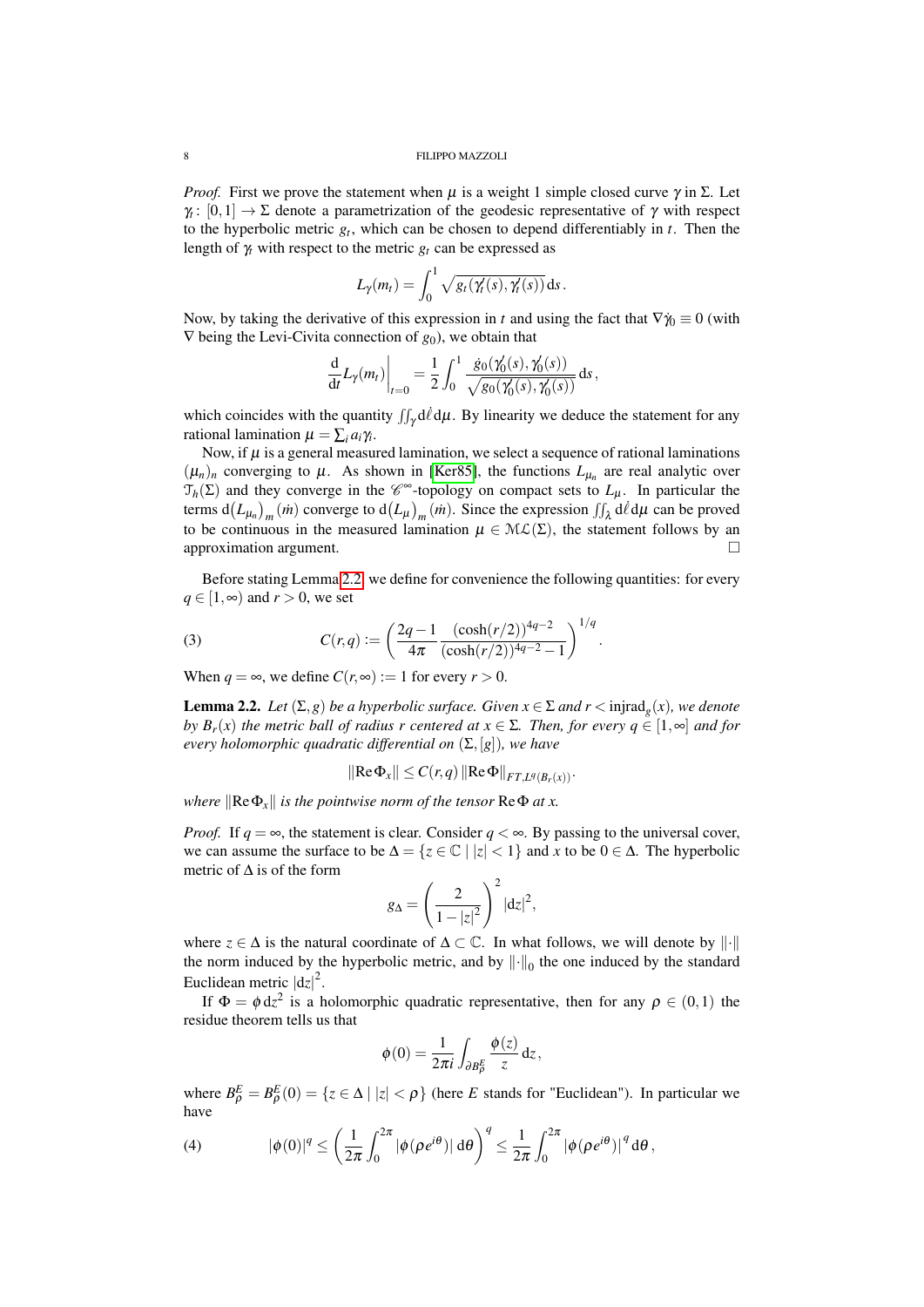*Proof.* First we prove the statement when $\mu$ is a weight 1 simple closed curve $\gamma$ in $\Sigma$. Let $\gamma_t \colon [0,1] \to \Sigma$ denote a parametrization of the geodesic representative of $\gamma$ with respect to the hyperbolic metric $g_t$, which can be chosen to depend differentiably in $t$. Then the length of $\gamma_t$ with respect to the metric $g_t$ can be expressed as

$$L_\gamma(m_t) = \int_0^1 \sqrt{g_t(\gamma_t'(s), \gamma_t'(s))}\, \mathrm{d}s \, .$$

Now, by taking the derivative of this expression in $t$ and using the fact that $\nabla \dot{\gamma}_0 \equiv 0$ (with $\nabla$ being the Levi-Civita connection of $g_0$), we obtain that

$$\left. \frac{\mathrm{d}}{\mathrm{d}t} L_\gamma(m_t) \right|_{t=0} = \frac{1}{2} \int_0^1 \frac{\dot{g}_0(\gamma_0'(s), \gamma_0'(s))}{\sqrt{g_0(\gamma_0'(s), \gamma_0'(s))}}\, \mathrm{d}s \, ,$$

which coincides with the quantity $\iint_\gamma \mathrm{d}\ell\, \mathrm{d}\mu$. By linearity we deduce the statement for any rational lamination $\mu = \sum_i a_i \gamma_i$.

Now, if $\mu$ is a general measured lamination, we select a sequence of rational laminations $(\mu_n)_n$ converging to $\mu$. As shown in [Ker85], the functions $L_{\mu_n}$ are real analytic over $\mathcal{T}_h(\Sigma)$ and they converge in the $\mathscr{C}^\infty$-topology on compact sets to $L_\mu$. In particular the terms $\mathrm{d}(L_{\mu_n})_m(\dot{m})$ converge to $\mathrm{d}(L_\mu)_m(\dot{m})$. Since the expression $\iint_\lambda \mathrm{d}\ell\, \mathrm{d}\mu$ can be proved to be continuous in the measured lamination $\mu \in \mathcal{ML}(\Sigma)$, the statement follows by an approximation argument. $\square$

Before stating Lemma 2.2, we define for convenience the following quantities: for every $q \in [1, \infty)$ and $r > 0$, we set

$$C(r,q) := \left( \frac{2q-1}{4\pi} \frac{(\cosh(r/2))^{4q-2}}{(\cosh(r/2))^{4q-2} - 1} \right)^{1/q} . \tag{3}$$

When $q = \infty$, we define $C(r, \infty) := 1$ for every $r > 0$.

**Lemma 2.2.** *Let $(\Sigma, g)$ be a hyperbolic surface. Given $x \in \Sigma$ and $r < \operatorname{injrad}_g(x)$, we denote by $B_r(x)$ the metric ball of radius $r$ centered at $x \in \Sigma$. Then, for every $q \in [1, \infty]$ and for every holomorphic quadratic differential on $(\Sigma, [g])$, we have*

$$\|\operatorname{Re} \Phi_x\| \leq C(r,q)\, \|\operatorname{Re} \Phi\|_{FT, L^q(B_r(x))}.$$

*where $\|\operatorname{Re} \Phi_x\|$ is the pointwise norm of the tensor $\operatorname{Re} \Phi$ at $x$.*

*Proof.* If $q = \infty$, the statement is clear. Consider $q < \infty$. By passing to the universal cover, we can assume the surface to be $\Delta = \{z \in \mathbb{C} \mid |z| < 1\}$ and $x$ to be $0 \in \Delta$. The hyperbolic metric of $\Delta$ is of the form

$$g_\Delta = \left( \frac{2}{1 - |z|^2} \right)^2 |\mathrm{d}z|^2,$$

where $z \in \Delta$ is the natural coordinate of $\Delta \subset \mathbb{C}$. In what follows, we will denote by $\|\cdot\|$ the norm induced by the hyperbolic metric, and by $\|\cdot\|_0$ the one induced by the standard Euclidean metric $|\mathrm{d}z|^2$.

If $\Phi = \phi\, \mathrm{d}z^2$ is a holomorphic quadratic representative, then for any $\rho \in (0,1)$ the residue theorem tells us that

$$\phi(0) = \frac{1}{2\pi i} \int_{\partial B_\rho^E} \frac{\phi(z)}{z}\, \mathrm{d}z \, ,$$

where $B_\rho^E = B_\rho^E(0) = \{z \in \Delta \mid |z| < \rho\}$ (here $E$ stands for "Euclidean"). In particular we have

$$|\phi(0)|^q \leq \left( \frac{1}{2\pi} \int_0^{2\pi} |\phi(\rho e^{i\theta})|\, \mathrm{d}\theta \right)^q \leq \frac{1}{2\pi} \int_0^{2\pi} |\phi(\rho e^{i\theta})|^q\, \mathrm{d}\theta \, , \tag{4}$$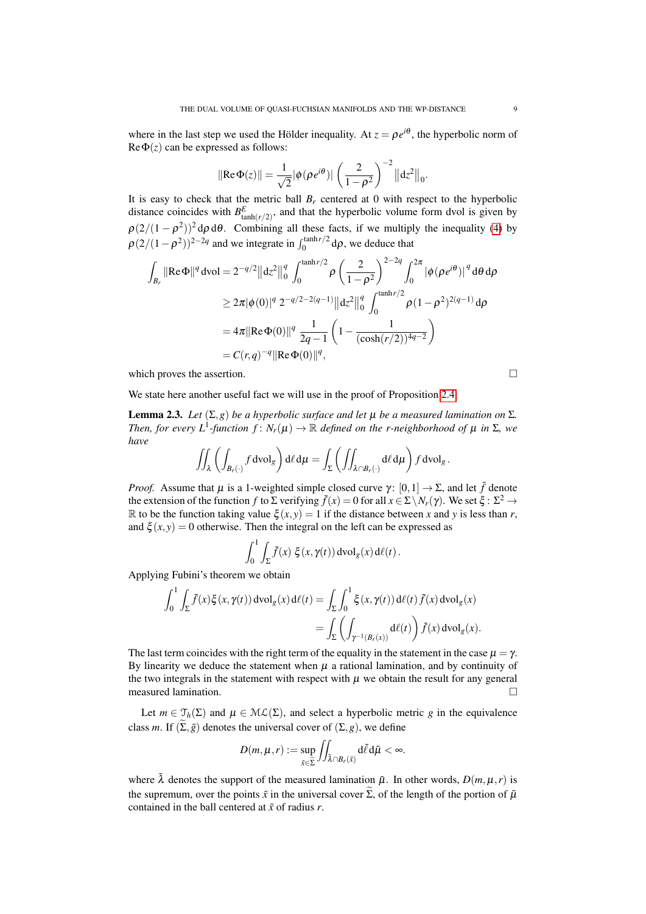where in the last step we used the Hölder inequality. At $z = \rho e^{i\theta}$, the hyperbolic norm of $\operatorname{Re}\Phi(z)$ can be expressed as follows:

$$\|\operatorname{Re}\Phi(z)\| = \frac{1}{\sqrt{2}}|\phi(\rho e^{i\theta})| \left(\frac{2}{1-\rho^2}\right)^{-2} \left\|\mathrm{d}z^2\right\|_0.$$

It is easy to check that the metric ball $B_r$ centered at 0 with respect to the hyperbolic distance coincides with $B^E_{\tanh(r/2)}$, and that the hyperbolic volume form dvol is given by $\rho(2/(1-\rho^2))^2\,\mathrm{d}\rho\,\mathrm{d}\theta$. Combining all these facts, if we multiply the inequality (4) by $\rho(2/(1-\rho^2))^{2-2q}$ and we integrate in $\int_0^{\tanh r/2}\mathrm{d}\rho$, we deduce that

$$\begin{aligned}
\int_{B_r}\|\operatorname{Re}\Phi\|^q\,\mathrm{dvol} &= 2^{-q/2}\left\|\mathrm{d}z^2\right\|_0^q \int_0^{\tanh r/2}\rho\left(\frac{2}{1-\rho^2}\right)^{2-2q}\int_0^{2\pi}\left|\phi(\rho e^{i\theta})\right|^q\mathrm{d}\theta\,\mathrm{d}\rho \\
&\geq 2\pi|\phi(0)|^q\, 2^{-q/2-2(q-1)}\left\|\mathrm{d}z^2\right\|_0^q\int_0^{\tanh r/2}\rho(1-\rho^2)^{2(q-1)}\,\mathrm{d}\rho \\
&= 4\pi\|\operatorname{Re}\Phi(0)\|^q\,\frac{1}{2q-1}\left(1-\frac{1}{(\cosh(r/2))^{4q-2}}\right) \\
&= C(r,q)^{-q}\|\operatorname{Re}\Phi(0)\|^q,
\end{aligned}$$

which proves the assertion. $\square$

We state here another useful fact we will use in the proof of Proposition 2.4.

**Lemma 2.3.** *Let $(\Sigma, g)$ be a hyperbolic surface and let $\mu$ be a measured lamination on $\Sigma$. Then, for every $L^1$-function $f\colon N_r(\mu)\to\mathbb{R}$ defined on the $r$-neighborhood of $\mu$ in $\Sigma$, we have*

$$\iint_\lambda\left(\int_{B_r(\cdot)} f\,\mathrm{dvol}_g\right)\mathrm{d}\ell\,\mathrm{d}\mu = \int_\Sigma\left(\iint_{\lambda\cap B_r(\cdot)}\mathrm{d}\ell\,\mathrm{d}\mu\right) f\,\mathrm{dvol}_g.$$

*Proof.* Assume that $\mu$ is a 1-weighted simple closed curve $\gamma\colon[0,1]\to\Sigma$, and let $\tilde f$ denote the extension of the function $f$ to $\Sigma$ verifying $\tilde f(x) = 0$ for all $x\in\Sigma\setminus N_r(\gamma)$. We set $\xi\colon\Sigma^2\to\mathbb{R}$ to be the function taking value $\xi(x,y) = 1$ if the distance between $x$ and $y$ is less than $r$, and $\xi(x,y) = 0$ otherwise. Then the integral on the left can be expressed as

$$\int_0^1\int_\Sigma \tilde f(x)\;\xi(x,\gamma(t))\,\mathrm{dvol}_g(x)\,\mathrm{d}\ell(t).$$

Applying Fubini's theorem we obtain

$$\begin{aligned}
\int_0^1\int_\Sigma\tilde f(x)\xi(x,\gamma(t))\,\mathrm{dvol}_g(x)\,\mathrm{d}\ell(t) &= \int_\Sigma\int_0^1\xi(x,\gamma(t))\,\mathrm{d}\ell(t)\,\tilde f(x)\,\mathrm{dvol}_g(x) \\
&= \int_\Sigma\left(\int_{\gamma^{-1}(B_r(x))}\mathrm{d}\ell(t)\right)\tilde f(x)\,\mathrm{dvol}_g(x).
\end{aligned}$$

The last term coincides with the right term of the equality in the statement in the case $\mu=\gamma$. By linearity we deduce the statement when $\mu$ a rational lamination, and by continuity of the two integrals in the statement with respect with $\mu$ we obtain the result for any general measured lamination. $\square$

Let $m\in\mathcal{T}_h(\Sigma)$ and $\mu\in\mathcal{ML}(\Sigma)$, and select a hyperbolic metric $g$ in the equivalence class $m$. If $(\widetilde\Sigma,\tilde g)$ denotes the universal cover of $(\Sigma,g)$, we define

$$D(m,\mu,r) := \sup_{\tilde x\in\widetilde\Sigma}\iint_{\tilde\lambda\cap B_r(\tilde x)}\mathrm{d}\tilde\ell\,\mathrm{d}\tilde\mu < \infty.$$

where $\tilde\lambda$ denotes the support of the measured lamination $\tilde\mu$. In other words, $D(m,\mu,r)$ is the supremum, over the points $\tilde x$ in the universal cover $\widetilde\Sigma$, of the length of the portion of $\tilde\mu$ contained in the ball centered at $\tilde x$ of radius $r$.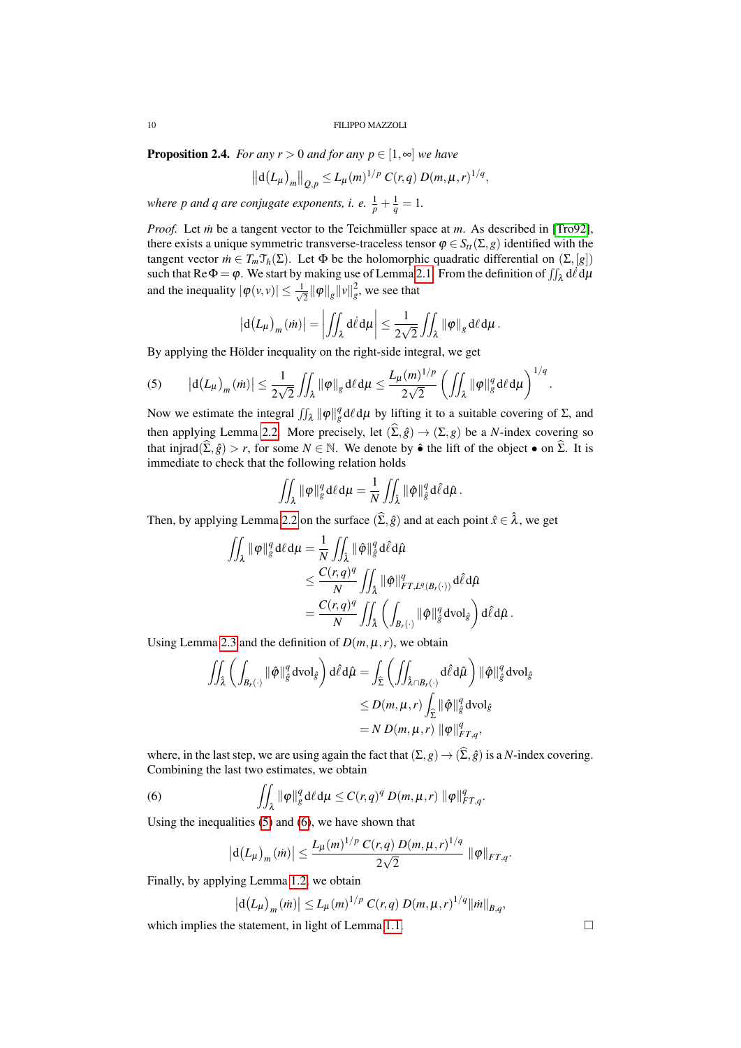**Proposition 2.4.** *For any $r > 0$ and for any $p \in [1, \infty]$ we have*

$$\left\| \mathrm{d}(L_\mu)_m \right\|_{Q,p} \leq L_\mu(m)^{1/p}\, C(r,q)\, D(m,\mu,r)^{1/q},$$

*where $p$ and $q$ are conjugate exponents, i. e. $\frac{1}{p} + \frac{1}{q} = 1$.*

*Proof.* Let $\dot{m}$ be a tangent vector to the Teichmüller space at $m$. As described in [Tro92], there exists a unique symmetric transverse-traceless tensor $\varphi \in S_{tt}(\Sigma, g)$ identified with the tangent vector $\dot{m} \in T_m \mathcal{T}_h(\Sigma)$. Let $\Phi$ be the holomorphic quadratic differential on $(\Sigma, [g])$ such that $\operatorname{Re} \Phi = \varphi$. We start by making use of Lemma 2.1. From the definition of $\iint_\lambda \mathrm{d}\dot{\ell}\, \mathrm{d}\mu$ and the inequality $|\varphi(v,v)| \leq \frac{1}{\sqrt{2}} \|\varphi\|_g \|v\|_g^2$, we see that

$$\left| \mathrm{d}(L_\mu)_m(\dot{m}) \right| = \left| \iint_\lambda \mathrm{d}\dot{\ell}\, \mathrm{d}\mu \right| \leq \frac{1}{2\sqrt{2}} \iint_\lambda \|\varphi\|_g \, \mathrm{d}\ell\, \mathrm{d}\mu \,.$$

By applying the Hölder inequality on the right-side integral, we get

$$\left| \mathrm{d}(L_\mu)_m(\dot{m}) \right| \leq \frac{1}{2\sqrt{2}} \iint_\lambda \|\varphi\|_g \, \mathrm{d}\ell\, \mathrm{d}\mu \leq \frac{L_\mu(m)^{1/p}}{2\sqrt{2}} \left( \iint_\lambda \|\varphi\|_g^q \, \mathrm{d}\ell\, \mathrm{d}\mu \right)^{1/q}. \tag{5}$$

Now we estimate the integral $\iint_\lambda \|\varphi\|_g^q \, \mathrm{d}\ell\, \mathrm{d}\mu$ by lifting it to a suitable covering of $\Sigma$, and then applying Lemma 2.2. More precisely, let $(\widehat{\Sigma}, \hat{g}) \to (\Sigma, g)$ be a $N$-index covering so that $\operatorname{injrad}(\widehat{\Sigma}, \hat{g}) > r$, for some $N \in \mathbb{N}$. We denote by $\hat{\bullet}$ the lift of the object $\bullet$ on $\widehat{\Sigma}$. It is immediate to check that the following relation holds

$$\iint_\lambda \|\varphi\|_g^q \, \mathrm{d}\ell\, \mathrm{d}\mu = \frac{1}{N} \iint_{\hat{\lambda}} \|\hat{\varphi}\|_{\hat{g}}^q \, \mathrm{d}\hat{\ell}\, \mathrm{d}\hat{\mu} \,.$$

Then, by applying Lemma 2.2 on the surface $(\widehat{\Sigma}, \hat{g})$ and at each point $\hat{x} \in \hat{\lambda}$, we get

$$\begin{aligned}
\iint_\lambda \|\varphi\|_g^q \, \mathrm{d}\ell\, \mathrm{d}\mu &= \frac{1}{N} \iint_{\hat{\lambda}} \|\hat{\varphi}\|_{\hat{g}}^q \, \mathrm{d}\hat{\ell}\, \mathrm{d}\hat{\mu} \\
&\leq \frac{C(r,q)^q}{N} \iint_{\hat{\lambda}} \|\hat{\varphi}\|_{FT, L^q(B_r(\cdot))}^q \, \mathrm{d}\hat{\ell}\, \mathrm{d}\hat{\mu} \\
&= \frac{C(r,q)^q}{N} \iint_{\hat{\lambda}} \left( \int_{B_r(\cdot)} \|\hat{\varphi}\|_{\hat{g}}^q \, \mathrm{dvol}_{\hat{g}} \right) \mathrm{d}\hat{\ell}\, \mathrm{d}\hat{\mu} \,.
\end{aligned}$$

Using Lemma 2.3 and the definition of $D(m,\mu,r)$, we obtain

$$\begin{aligned}
\iint_{\hat{\lambda}} \left( \int_{B_r(\cdot)} \|\hat{\varphi}\|_{\hat{g}}^q \, \mathrm{dvol}_{\hat{g}} \right) \mathrm{d}\hat{\ell}\, \mathrm{d}\hat{\mu} &= \int_{\widehat{\Sigma}} \left( \iint_{\hat{\lambda} \cap B_r(\cdot)} \mathrm{d}\hat{\ell}\, \mathrm{d}\hat{\mu} \right) \|\hat{\varphi}\|_{\hat{g}}^q \, \mathrm{dvol}_{\hat{g}} \\
&\leq D(m,\mu,r) \int_{\widehat{\Sigma}} \|\hat{\varphi}\|_{\hat{g}}^q \, \mathrm{dvol}_{\hat{g}} \\
&= N\, D(m,\mu,r)\, \|\varphi\|_{FT,q}^q,
\end{aligned}$$

where, in the last step, we are using again the fact that $(\Sigma, g) \to (\widehat{\Sigma}, \hat{g})$ is a $N$-index covering. Combining the last two estimates, we obtain

$$\iint_\lambda \|\varphi\|_g^q \, \mathrm{d}\ell\, \mathrm{d}\mu \leq C(r,q)^q\, D(m,\mu,r)\, \|\varphi\|_{FT,q}^q. \tag{6}$$

Using the inequalities (5) and (6), we have shown that

$$\left| \mathrm{d}(L_\mu)_m(\dot{m}) \right| \leq \frac{L_\mu(m)^{1/p}\, C(r,q)\, D(m,\mu,r)^{1/q}}{2\sqrt{2}} \, \|\varphi\|_{FT,q}.$$

Finally, by applying Lemma 1.2, we obtain

$$\left| \mathrm{d}(L_\mu)_m(\dot{m}) \right| \leq L_\mu(m)^{1/p}\, C(r,q)\, D(m,\mu,r)^{1/q} \|\dot{m}\|_{B,q},$$

which implies the statement, in light of Lemma 1.1. $\square$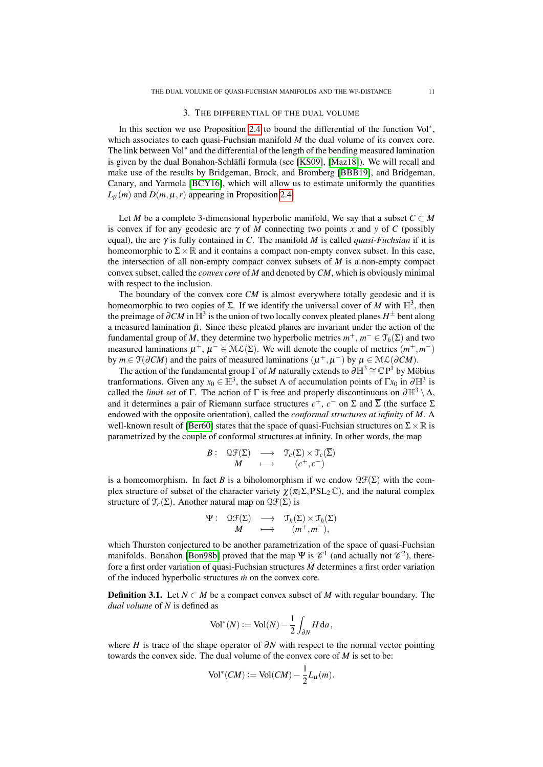## 3. The differential of the dual volume

In this section we use Proposition 2.4 to bound the differential of the function $\mathrm{Vol}^*$, which associates to each quasi-Fuchsian manifold $M$ the dual volume of its convex core. The link between $\mathrm{Vol}^*$ and the differential of the length of the bending measured lamination is given by the dual Bonahon-Schläfli formula (see [KS09], [Maz18]). We will recall and make use of the results by Bridgeman, Brock, and Bromberg [BBB19], and Bridgeman, Canary, and Yarmola [BCY16], which will allow us to estimate uniformly the quantities $L_\mu(m)$ and $D(m,\mu,r)$ appearing in Proposition 2.4.

Let $M$ be a complete 3-dimensional hyperbolic manifold, We say that a subset $C \subset M$ is convex if for any geodesic arc $\gamma$ of $M$ connecting two points $x$ and $y$ of $C$ (possibly equal), the arc $\gamma$ is fully contained in $C$. The manifold $M$ is called *quasi-Fuchsian* if it is homeomorphic to $\Sigma \times \mathbb{R}$ and it contains a compact non-empty convex subset. In this case, the intersection of all non-empty compact convex subsets of $M$ is a non-empty compact convex subset, called the *convex core* of $M$ and denoted by $CM$, which is obviously minimal with respect to the inclusion.

The boundary of the convex core $CM$ is almost everywhere totally geodesic and it is homeomorphic to two copies of $\Sigma$. If we identify the universal cover of $M$ with $\mathbb{H}^3$, then the preimage of $\partial CM$ in $\mathbb{H}^3$ is the union of two locally convex pleated planes $H^\pm$ bent along a measured lamination $\tilde{\mu}$. Since these pleated planes are invariant under the action of the fundamental group of $M$, they determine two hyperbolic metrics $m^+$, $m^- \in \mathcal{T}_h(\Sigma)$ and two measured laminations $\mu^+$, $\mu^- \in \mathcal{ML}(\Sigma)$. We will denote the couple of metrics $(m^+, m^-)$ by $m \in \mathcal{T}(\partial CM)$ and the pairs of measured laminations $(\mu^+, \mu^-)$ by $\mu \in \mathcal{ML}(\partial CM)$.

The action of the fundamental group $\Gamma$ of $M$ naturally extends to $\partial \mathbb{H}^3 \cong \mathbb{C}\mathrm{P}^1$ by Möbius tranformations. Given any $x_0 \in \mathbb{H}^3$, the subset $\Lambda$ of accumulation points of $\Gamma x_0$ in $\partial \mathbb{H}^3$ is called the *limit set* of $\Gamma$. The action of $\Gamma$ is free and properly discontinuous on $\partial \mathbb{H}^3 \setminus \Lambda$, and it determines a pair of Riemann surface structures $c^+$, $c^-$ on $\Sigma$ and $\overline{\Sigma}$ (the surface $\Sigma$ endowed with the opposite orientation), called the *conformal structures at infinity* of $M$. A well-known result of [Ber60] states that the space of quasi-Fuchsian structures on $\Sigma \times \mathbb{R}$ is parametrized by the couple of conformal structures at infinity. In other words, the map

$$
\begin{array}{rccc}
B: & \mathcal{QF}(\Sigma) & \longrightarrow & \mathcal{T}_c(\Sigma) \times \mathcal{T}_c(\overline{\Sigma}) \\
 & M & \longmapsto & (c^+, c^-)
\end{array}
$$

is a homeomorphism. In fact $B$ is a biholomorphism if we endow $\mathcal{QF}(\Sigma)$ with the complex structure of subset of the character variety $\chi(\pi_1\Sigma, \mathrm{PSL}_2\mathbb{C})$, and the natural complex structure of $\mathcal{T}_c(\Sigma)$. Another natural map on $\mathcal{QF}(\Sigma)$ is

$$
\begin{array}{rccc}
\Psi: & \mathcal{QF}(\Sigma) & \longrightarrow & \mathcal{T}_h(\Sigma) \times \mathcal{T}_h(\Sigma) \\
 & M & \longmapsto & (m^+, m^-),
\end{array}
$$

which Thurston conjectured to be another parametrization of the space of quasi-Fuchsian manifolds. Bonahon [Bon98b] proved that the map $\Psi$ is $\mathscr{C}^1$ (and actually not $\mathscr{C}^2$), therefore a first order variation of quasi-Fuchsian structures $\dot{M}$ determines a first order variation of the induced hyperbolic structures $\dot{m}$ on the convex core.

**Definition 3.1.** Let $N \subset M$ be a compact convex subset of $M$ with regular boundary. The *dual volume* of $N$ is defined as

$$
\mathrm{Vol}^*(N) := \mathrm{Vol}(N) - \frac{1}{2} \int_{\partial N} H \, \mathrm{d}a,
$$

where $H$ is trace of the shape operator of $\partial N$ with respect to the normal vector pointing towards the convex side. The dual volume of the convex core of $M$ is set to be:

$$
\mathrm{Vol}^*(CM) := \mathrm{Vol}(CM) - \frac{1}{2} L_\mu(m).
$$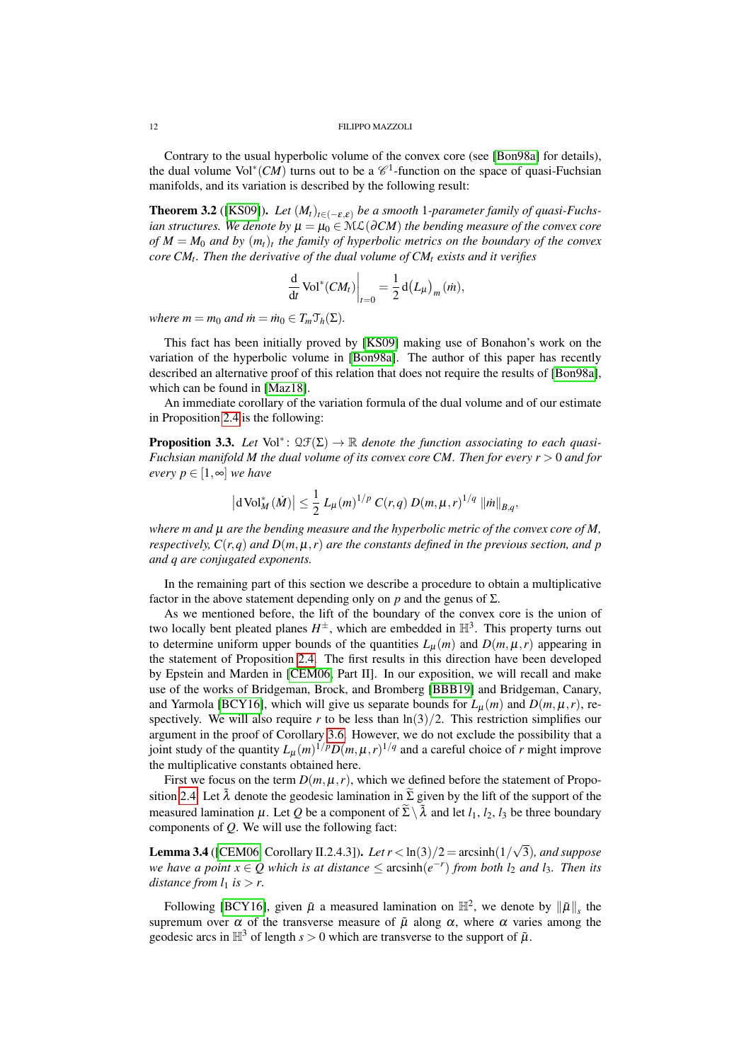Contrary to the usual hyperbolic volume of the convex core (see [Bon98a] for details), the dual volume $\mathrm{Vol}^*(CM)$ turns out to be a $\mathscr{C}^1$-function on the space of quasi-Fuchsian manifolds, and its variation is described by the following result:

**Theorem 3.2** ([KS09]). *Let $(M_t)_{t\in(-\varepsilon,\varepsilon)}$ be a smooth 1-parameter family of quasi-Fuchsian structures. We denote by $\mu = \mu_0 \in \mathcal{ML}(\partial CM)$ the bending measure of the convex core of $M = M_0$ and by $(m_t)_t$ the family of hyperbolic metrics on the boundary of the convex core $CM_t$. Then the derivative of the dual volume of $CM_t$ exists and it verifies*

$$\frac{\mathrm{d}}{\mathrm{d}t}\mathrm{Vol}^*(CM_t)\bigg|_{t=0} = \frac{1}{2}\,\mathrm{d}\big(L_\mu\big)_m(\dot{m}),$$

*where $m = m_0$ and $\dot{m} = \dot{m}_0 \in T_m\mathcal{T}_h(\Sigma)$.*

This fact has been initially proved by [KS09] making use of Bonahon's work on the variation of the hyperbolic volume in [Bon98a]. The author of this paper has recently described an alternative proof of this relation that does not require the results of [Bon98a], which can be found in [Maz18].

An immediate corollary of the variation formula of the dual volume and of our estimate in Proposition 2.4 is the following:

**Proposition 3.3.** *Let $\mathrm{Vol}^* \colon \mathcal{QF}(\Sigma) \to \mathbb{R}$ denote the function associating to each quasi-Fuchsian manifold $M$ the dual volume of its convex core $CM$. Then for every $r > 0$ and for every $p \in [1,\infty]$ we have*

$$\left|\mathrm{d}\,\mathrm{Vol}^*_M(\dot{M})\right| \leq \frac{1}{2}\, L_\mu(m)^{1/p}\, C(r,q)\, D(m,\mu,r)^{1/q}\, \|\dot{m}\|_{B,q},$$

*where $m$ and $\mu$ are the bending measure and the hyperbolic metric of the convex core of $M$, respectively, $C(r,q)$ and $D(m,\mu,r)$ are the constants defined in the previous section, and $p$ and $q$ are conjugated exponents.*

In the remaining part of this section we describe a procedure to obtain a multiplicative factor in the above statement depending only on $p$ and the genus of $\Sigma$.

As we mentioned before, the lift of the boundary of the convex core is the union of two locally bent pleated planes $H^\pm$, which are embedded in $\mathbb{H}^3$. This property turns out to determine uniform upper bounds of the quantities $L_\mu(m)$ and $D(m,\mu,r)$ appearing in the statement of Proposition 2.4. The first results in this direction have been developed by Epstein and Marden in [CEM06, Part II]. In our exposition, we will recall and make use of the works of Bridgeman, Brock, and Bromberg [BBB19] and Bridgeman, Canary, and Yarmola [BCY16], which will give us separate bounds for $L_\mu(m)$ and $D(m,\mu,r)$, respectively. We will also require $r$ to be less than $\ln(3)/2$. This restriction simplifies our argument in the proof of Corollary 3.6. However, we do not exclude the possibility that a joint study of the quantity $L_\mu(m)^{1/p}D(m,\mu,r)^{1/q}$ and a careful choice of $r$ might improve the multiplicative constants obtained here.

First we focus on the term $D(m,\mu,r)$, which we defined before the statement of Proposition 2.4. Let $\tilde{\lambda}$ denote the geodesic lamination in $\widetilde{\Sigma}$ given by the lift of the support of the measured lamination $\mu$. Let $Q$ be a component of $\widetilde{\Sigma}\setminus\tilde{\lambda}$ and let $l_1$, $l_2$, $l_3$ be three boundary components of $Q$. We will use the following fact:

**Lemma 3.4** ([CEM06, Corollary II.2.4.3]). *Let $r < \ln(3)/2 = \operatorname{arcsinh}(1/\sqrt{3})$, and suppose we have a point $x \in Q$ which is at distance $\leq \operatorname{arcsinh}(e^{-r})$ from both $l_2$ and $l_3$. Then its distance from $l_1$ is $> r$.*

Following [BCY16], given $\tilde{\mu}$ a measured lamination on $\mathbb{H}^2$, we denote by $\|\tilde{\mu}\|_s$ the supremum over $\alpha$ of the transverse measure of $\tilde{\mu}$ along $\alpha$, where $\alpha$ varies among the geodesic arcs in $\mathbb{H}^3$ of length $s > 0$ which are transverse to the support of $\tilde{\mu}$.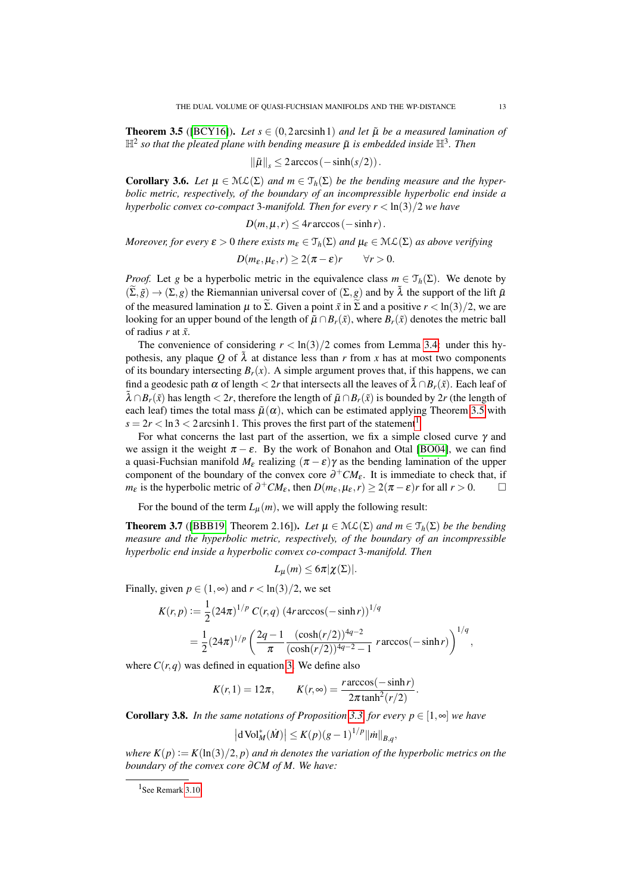**Theorem 3.5** ([BCY16]). *Let $s \in (0, 2\operatorname{arcsinh} 1)$ and let $\tilde{\mu}$ be a measured lamination of $\mathbb{H}^2$ so that the pleated plane with bending measure $\tilde{\mu}$ is embedded inside $\mathbb{H}^3$. Then*

$$\|\tilde{\mu}\|_s \leq 2\arccos(-\sinh(s/2)).$$

**Corollary 3.6.** *Let $\mu \in \mathcal{ML}(\Sigma)$ and $m \in \mathcal{T}_h(\Sigma)$ be the bending measure and the hyperbolic metric, respectively, of the boundary of an incompressible hyperbolic end inside a hyperbolic convex co-compact 3-manifold. Then for every $r < \ln(3)/2$ we have*

$$D(m, \mu, r) \leq 4r\arccos(-\sinh r).$$

*Moreover, for every $\varepsilon > 0$ there exists $m_\varepsilon \in \mathcal{T}_h(\Sigma)$ and $\mu_\varepsilon \in \mathcal{ML}(\Sigma)$ as above verifying*

$$D(m_\varepsilon, \mu_\varepsilon, r) \geq 2(\pi - \varepsilon)r \qquad \forall r > 0.$$

*Proof.* Let $g$ be a hyperbolic metric in the equivalence class $m \in \mathcal{T}_h(\Sigma)$. We denote by $(\widetilde{\Sigma}, \tilde{g}) \to (\Sigma, g)$ the Riemannian universal cover of $(\Sigma, g)$ and by $\tilde{\lambda}$ the support of the lift $\tilde{\mu}$ of the measured lamination $\mu$ to $\widetilde{\Sigma}$. Given a point $\tilde{x}$ in $\widetilde{\Sigma}$ and a positive $r < \ln(3)/2$, we are looking for an upper bound of the length of $\tilde{\mu} \cap B_r(\tilde{x})$, where $B_r(\tilde{x})$ denotes the metric ball of radius $r$ at $\tilde{x}$.

The convenience of considering $r < \ln(3)/2$ comes from Lemma 3.4: under this hypothesis, any plaque $Q$ of $\tilde{\lambda}$ at distance less than $r$ from $x$ has at most two components of its boundary intersecting $B_r(x)$. A simple argument proves that, if this happens, we can find a geodesic path $\alpha$ of length $< 2r$ that intersects all the leaves of $\tilde{\lambda} \cap B_r(\tilde{x})$. Each leaf of $\tilde{\lambda} \cap B_r(\tilde{x})$ has length $< 2r$, therefore the length of $\tilde{\mu} \cap B_r(\tilde{x})$ is bounded by $2r$ (the length of each leaf) times the total mass $\tilde{\mu}(\alpha)$, which can be estimated applying Theorem 3.5 with $s = 2r < \ln 3 < 2\operatorname{arcsinh} 1$. This proves the first part of the statement[1].

For what concerns the last part of the assertion, we fix a simple closed curve $\gamma$ and we assign it the weight $\pi - \varepsilon$. By the work of Bonahon and Otal [BO04], we can find a quasi-Fuchsian manifold $M_\varepsilon$ realizing $(\pi - \varepsilon)\gamma$ as the bending lamination of the upper component of the boundary of the convex core $\partial^+ CM_\varepsilon$. It is immediate to check that, if $m_\varepsilon$ is the hyperbolic metric of $\partial^+ CM_\varepsilon$, then $D(m_\varepsilon, \mu_\varepsilon, r) \geq 2(\pi - \varepsilon)r$ for all $r > 0$. $\square$

For the bound of the term $L_\mu(m)$, we will apply the following result:

**Theorem 3.7** ([BBB19, Theorem 2.16]). *Let $\mu \in \mathcal{ML}(\Sigma)$ and $m \in \mathcal{T}_h(\Sigma)$ be the bending measure and the hyperbolic metric, respectively, of the boundary of an incompressible hyperbolic end inside a hyperbolic convex co-compact 3-manifold. Then*

$$L_\mu(m) \leq 6\pi|\chi(\Sigma)|.$$

Finally, given $p \in (1, \infty)$ and $r < \ln(3)/2$, we set

$$\begin{aligned}
K(r, p) &:= \frac{1}{2}(24\pi)^{1/p}\, C(r, q)\, (4r\arccos(-\sinh r))^{1/q} \\
&= \frac{1}{2}(24\pi)^{1/p} \left( \frac{2q - 1}{\pi} \frac{(\cosh(r/2))^{4q-2}}{(\cosh(r/2))^{4q-2} - 1}\, r\arccos(-\sinh r) \right)^{1/q},
\end{aligned}$$

where $C(r, q)$ was defined in equation 3. We define also

$$K(r, 1) = 12\pi, \qquad K(r, \infty) = \frac{r\arccos(-\sinh r)}{2\pi\tanh^2(r/2)}.$$

**Corollary 3.8.** *In the same notations of Proposition 3.3, for every $p \in [1, \infty]$ we have*

$$\left| \mathrm{d}\,\mathrm{Vol}^*_M(\dot{M}) \right| \leq K(p)(g - 1)^{1/p} \|\dot{m}\|_{B,q},$$

*where $K(p) := K(\ln(3)/2, p)$ and $\dot{m}$ denotes the variation of the hyperbolic metrics on the boundary of the convex core $\partial CM$ of $M$. We have:*

---

[1] See Remark 3.10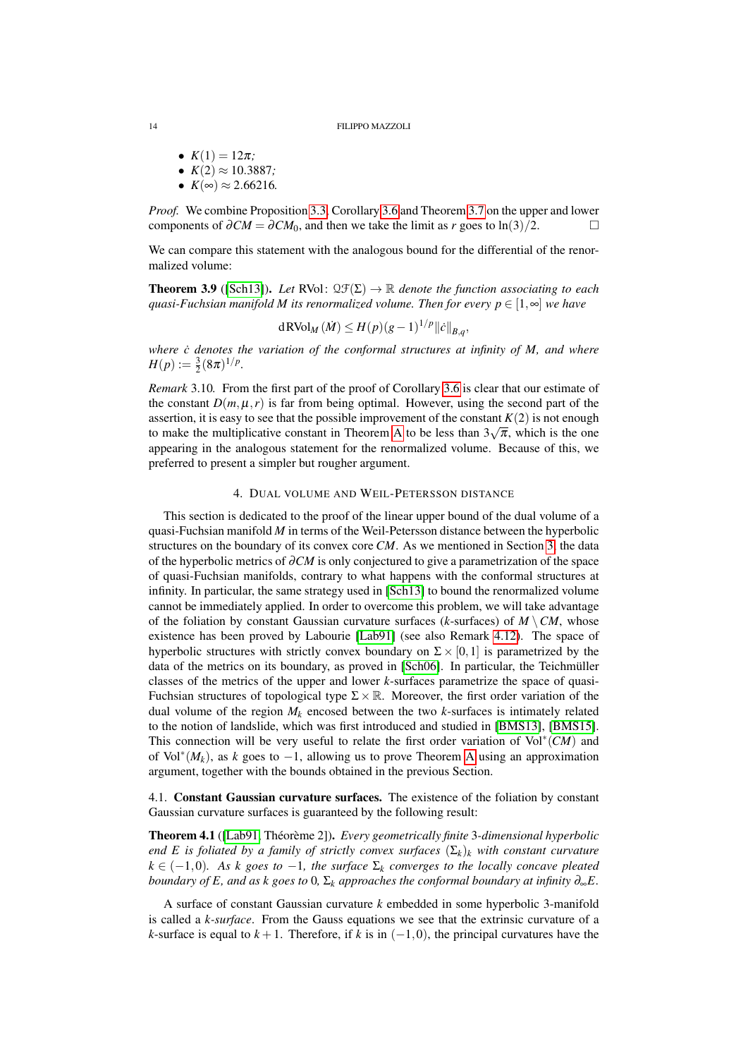- $K(1) = 12\pi$;
- $K(2) \approx 10.3887$;
- $K(\infty) \approx 2.66216$.

*Proof.* We combine Proposition 3.3, Corollary 3.6 and Theorem 3.7 on the upper and lower components of $\partial CM = \partial CM_0$, and then we take the limit as $r$ goes to $\ln(3)/2$. □

We can compare this statement with the analogous bound for the differential of the renormalized volume:

**Theorem 3.9** ([Sch13]). *Let* $\mathrm{RVol}\colon \mathfrak{QF}(\Sigma) \to \mathbb{R}$ *denote the function associating to each quasi-Fuchsian manifold* $M$ *its renormalized volume. Then for every* $p \in [1, \infty]$ *we have*

$$\mathrm{dRVol}_M(\dot{M}) \leq H(p)(g-1)^{1/p} \|\dot{c}\|_{B,q},$$

*where* $\dot{c}$ *denotes the variation of the conformal structures at infinity of* $M$*, and where* $H(p) := \frac{3}{2}(8\pi)^{1/p}$.

*Remark* 3.10. From the first part of the proof of Corollary 3.6 is clear that our estimate of the constant $D(m, \mu, r)$ is far from being optimal. However, using the second part of the assertion, it is easy to see that the possible improvement of the constant $K(2)$ is not enough to make the multiplicative constant in Theorem A to be less than $3\sqrt{\pi}$, which is the one appearing in the analogous statement for the renormalized volume. Because of this, we preferred to present a simpler but rougher argument.

## 4. Dual volume and Weil-Petersson distance

This section is dedicated to the proof of the linear upper bound of the dual volume of a quasi-Fuchsian manifold $M$ in terms of the Weil-Petersson distance between the hyperbolic structures on the boundary of its convex core $CM$. As we mentioned in Section 3, the data of the hyperbolic metrics of $\partial CM$ is only conjectured to give a parametrization of the space of quasi-Fuchsian manifolds, contrary to what happens with the conformal structures at infinity. In particular, the same strategy used in [Sch13] to bound the renormalized volume cannot be immediately applied. In order to overcome this problem, we will take advantage of the foliation by constant Gaussian curvature surfaces ($k$-surfaces) of $M \setminus CM$, whose existence has been proved by Labourie [Lab91] (see also Remark 4.12). The space of hyperbolic structures with strictly convex boundary on $\Sigma \times [0, 1]$ is parametrized by the data of the metrics on its boundary, as proved in [Sch06]. In particular, the Teichmüller classes of the metrics of the upper and lower $k$-surfaces parametrize the space of quasi-Fuchsian structures of topological type $\Sigma \times \mathbb{R}$. Moreover, the first order variation of the dual volume of the region $M_k$ encosed between the two $k$-surfaces is intimately related to the notion of landslide, which was first introduced and studied in [BMS13], [BMS15]. This connection will be very useful to relate the first order variation of $\mathrm{Vol}^*(CM)$ and of $\mathrm{Vol}^*(M_k)$, as $k$ goes to $-1$, allowing us to prove Theorem A using an approximation argument, together with the bounds obtained in the previous Section.

### 4.1. Constant Gaussian curvature surfaces.

The existence of the foliation by constant Gaussian curvature surfaces is guaranteed by the following result:

**Theorem 4.1** ([Lab91, Théorème 2]). *Every geometrically finite 3-dimensional hyperbolic end* $E$ *is foliated by a family of strictly convex surfaces* $(\Sigma_k)_k$ *with constant curvature* $k \in (-1, 0)$*. As* $k$ *goes to* $-1$*, the surface* $\Sigma_k$ *converges to the locally concave pleated boundary of* $E$*, and as* $k$ *goes to* $0$*,* $\Sigma_k$ *approaches the conformal boundary at infinity* $\partial_\infty E$*.*

A surface of constant Gaussian curvature $k$ embedded in some hyperbolic 3-manifold is called a *$k$-surface*. From the Gauss equations we see that the extrinsic curvature of a $k$-surface is equal to $k + 1$. Therefore, if $k$ is in $(-1, 0)$, the principal curvatures have the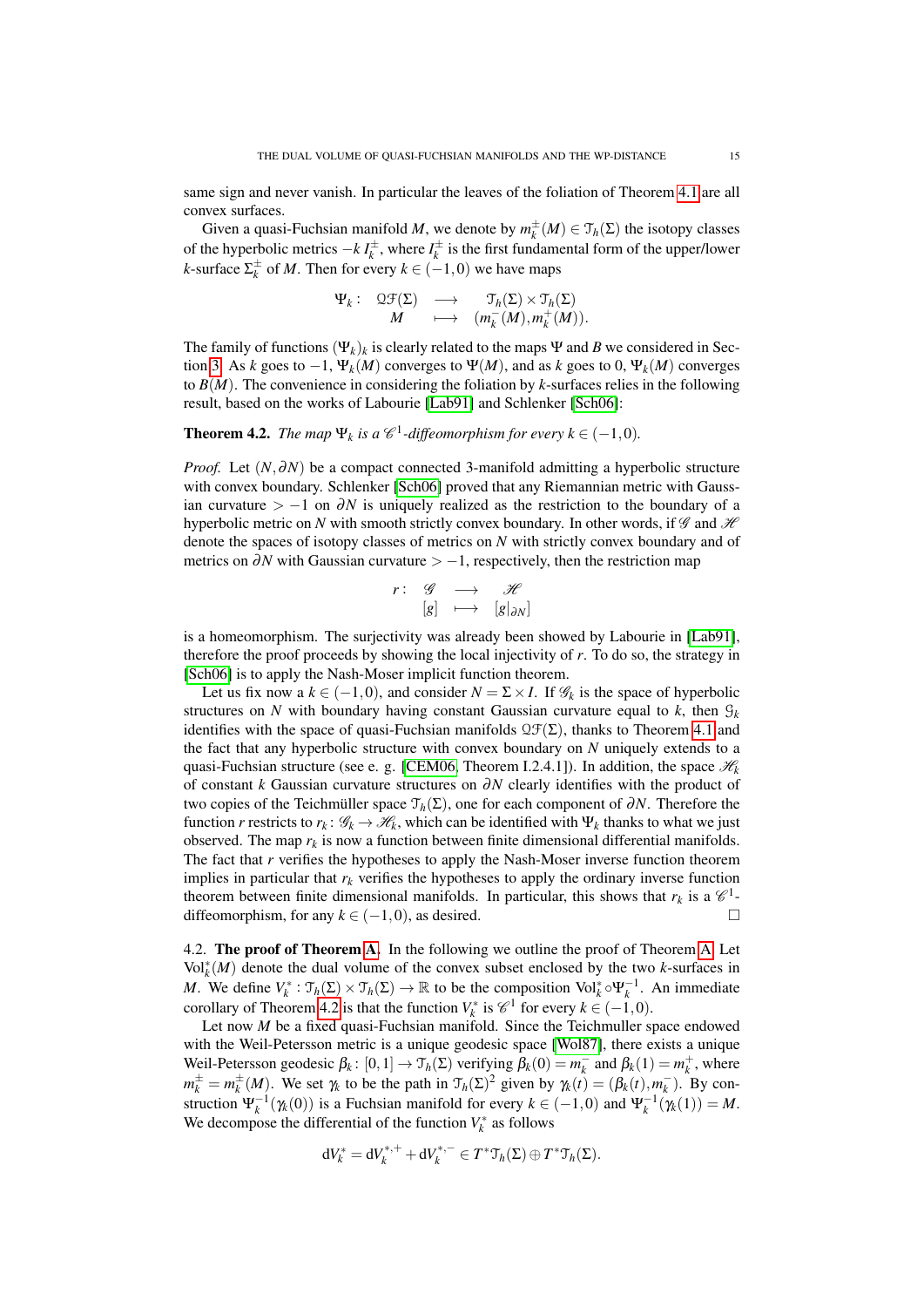same sign and never vanish. In particular the leaves of the foliation of Theorem 4.1 are all convex surfaces.

Given a quasi-Fuchsian manifold $M$, we denote by $m_k^\pm(M) \in \mathcal{T}_h(\Sigma)$ the isotopy classes of the hyperbolic metrics $-k\, I_k^\pm$, where $I_k^\pm$ is the first fundamental form of the upper/lower $k$-surface $\Sigma_k^\pm$ of $M$. Then for every $k \in (-1,0)$ we have maps

$$\begin{array}{rccc} \Psi_k : & \mathcal{QF}(\Sigma) & \longrightarrow & \mathcal{T}_h(\Sigma) \times \mathcal{T}_h(\Sigma) \\ & M & \longmapsto & (m_k^-(M), m_k^+(M)). \end{array}$$

The family of functions $(\Psi_k)_k$ is clearly related to the maps $\Psi$ and $B$ we considered in Section 3. As $k$ goes to $-1$, $\Psi_k(M)$ converges to $\Psi(M)$, and as $k$ goes to $0$, $\Psi_k(M)$ converges to $B(M)$. The convenience in considering the foliation by $k$-surfaces relies in the following result, based on the works of Labourie [Lab91] and Schlenker [Sch06]:

**Theorem 4.2.** *The map $\Psi_k$ is a $\mathscr{C}^1$-diffeomorphism for every $k \in (-1,0)$.*

*Proof.* Let $(N, \partial N)$ be a compact connected 3-manifold admitting a hyperbolic structure with convex boundary. Schlenker [Sch06] proved that any Riemannian metric with Gaussian curvature $> -1$ on $\partial N$ is uniquely realized as the restriction to the boundary of a hyperbolic metric on $N$ with smooth strictly convex boundary. In other words, if $\mathscr{G}$ and $\mathscr{H}$ denote the spaces of isotopy classes of metrics on $N$ with strictly convex boundary and of metrics on $\partial N$ with Gaussian curvature $> -1$, respectively, then the restriction map

$$\begin{array}{rccc} r : & \mathscr{G} & \longrightarrow & \mathscr{H} \\ & [g] & \longmapsto & [g|_{\partial N}] \end{array}$$

is a homeomorphism. The surjectivity was already been showed by Labourie in [Lab91], therefore the proof proceeds by showing the local injectivity of $r$. To do so, the strategy in [Sch06] is to apply the Nash-Moser implicit function theorem.

Let us fix now a $k \in (-1,0)$, and consider $N = \Sigma \times I$. If $\mathscr{G}_k$ is the space of hyperbolic structures on $N$ with boundary having constant Gaussian curvature equal to $k$, then $\mathcal{G}_k$ identifies with the space of quasi-Fuchsian manifolds $\mathcal{QF}(\Sigma)$, thanks to Theorem 4.1 and the fact that any hyperbolic structure with convex boundary on $N$ uniquely extends to a quasi-Fuchsian structure (see e. g. [CEM06, Theorem I.2.4.1]). In addition, the space $\mathscr{H}_k$ of constant $k$ Gaussian curvature structures on $\partial N$ clearly identifies with the product of two copies of the Teichmüller space $\mathcal{T}_h(\Sigma)$, one for each component of $\partial N$. Therefore the function $r$ restricts to $r_k : \mathscr{G}_k \to \mathscr{H}_k$, which can be identified with $\Psi_k$ thanks to what we just observed. The map $r_k$ is now a function between finite dimensional differential manifolds. The fact that $r$ verifies the hypotheses to apply the Nash-Moser inverse function theorem implies in particular that $r_k$ verifies the hypotheses to apply the ordinary inverse function theorem between finite dimensional manifolds. In particular, this shows that $r_k$ is a $\mathscr{C}^1$-diffeomorphism, for any $k \in (-1,0)$, as desired. □

4.2. **The proof of Theorem A.** In the following we outline the proof of Theorem A. Let $\mathrm{Vol}_k^*(M)$ denote the dual volume of the convex subset enclosed by the two $k$-surfaces in $M$. We define $V_k^* : \mathcal{T}_h(\Sigma) \times \mathcal{T}_h(\Sigma) \to \mathbb{R}$ to be the composition $\mathrm{Vol}_k^* \circ \Psi_k^{-1}$. An immediate corollary of Theorem 4.2 is that the function $V_k^*$ is $\mathscr{C}^1$ for every $k \in (-1,0)$.

Let now $M$ be a fixed quasi-Fuchsian manifold. Since the Teichmuller space endowed with the Weil-Petersson metric is a unique geodesic space [Wol87], there exists a unique Weil-Petersson geodesic $\beta_k : [0,1] \to \mathcal{T}_h(\Sigma)$ verifying $\beta_k(0) = m_k^-$ and $\beta_k(1) = m_k^+$, where $m_k^\pm = m_k^\pm(M)$. We set $\gamma_k$ to be the path in $\mathcal{T}_h(\Sigma)^2$ given by $\gamma_k(t) = (\beta_k(t), m_k^-)$. By construction $\Psi_k^{-1}(\gamma_k(0))$ is a Fuchsian manifold for every $k \in (-1,0)$ and $\Psi_k^{-1}(\gamma_k(1)) = M$. We decompose the differential of the function $V_k^*$ as follows

$$\mathrm{d}V_k^* = \mathrm{d}V_k^{*,+} + \mathrm{d}V_k^{*,-} \in T^*\mathcal{T}_h(\Sigma) \oplus T^*\mathcal{T}_h(\Sigma).$$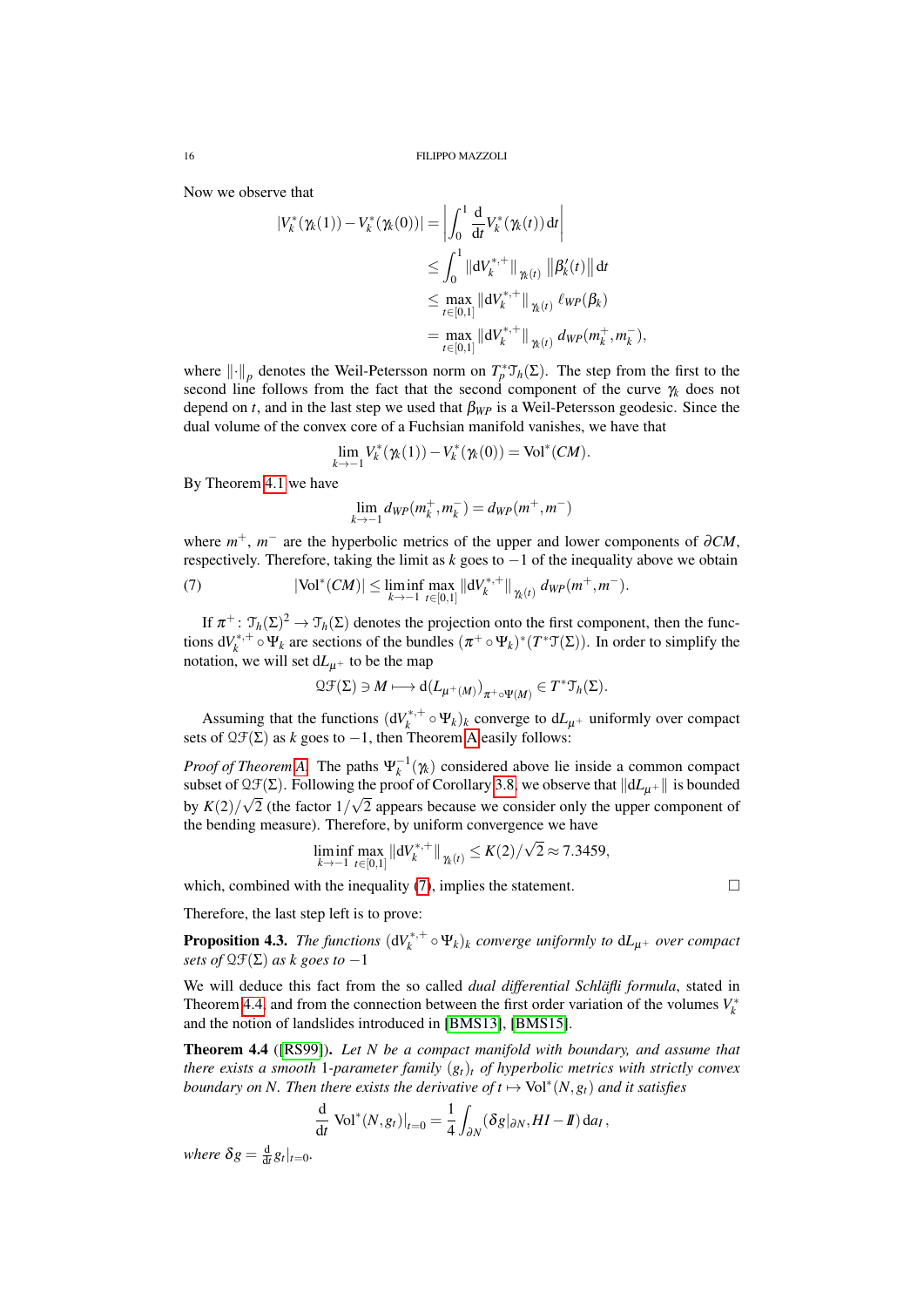Now we observe that

$$
\begin{aligned}
|V_k^*(\gamma_k(1)) - V_k^*(\gamma_k(0))| &= \left| \int_0^1 \frac{\mathrm{d}}{\mathrm{d}t} V_k^*(\gamma_k(t))\, \mathrm{d}t \right| \\
&\leq \int_0^1 \left\| \mathrm{d}V_k^{*,+} \right\|_{\gamma_k(t)} \left\| \beta_k'(t) \right\| \mathrm{d}t \\
&\leq \max_{t \in [0,1]} \left\| \mathrm{d}V_k^{*,+} \right\|_{\gamma_k(t)} \ell_{WP}(\beta_k) \\
&= \max_{t \in [0,1]} \left\| \mathrm{d}V_k^{*,+} \right\|_{\gamma_k(t)} d_{WP}(m_k^+, m_k^-),
\end{aligned}
$$

where $\|\cdot\|_p$ denotes the Weil-Petersson norm on $T_p^* \mathcal{T}_h(\Sigma)$. The step from the first to the second line follows from the fact that the second component of the curve $\gamma_k$ does not depend on $t$, and in the last step we used that $\beta_{WP}$ is a Weil-Petersson geodesic. Since the dual volume of the convex core of a Fuchsian manifold vanishes, we have that

$$
\lim_{k \to -1} V_k^*(\gamma_k(1)) - V_k^*(\gamma_k(0)) = \mathrm{Vol}^*(CM).
$$

By Theorem 4.1 we have

$$
\lim_{k \to -1} d_{WP}(m_k^+, m_k^-) = d_{WP}(m^+, m^-)
$$

where $m^+$, $m^-$ are the hyperbolic metrics of the upper and lower components of $\partial CM$, respectively. Therefore, taking the limit as $k$ goes to $-1$ of the inequality above we obtain

$$
|\mathrm{Vol}^*(CM)| \leq \liminf_{k \to -1} \max_{t \in [0,1]} \left\| \mathrm{d}V_k^{*,+} \right\|_{\gamma_k(t)} d_{WP}(m^+, m^-). \tag{7}
$$

If $\pi^+ \colon \mathcal{T}_h(\Sigma)^2 \to \mathcal{T}_h(\Sigma)$ denotes the projection onto the first component, then the functions $\mathrm{d}V_k^{*,+} \circ \Psi_k$ are sections of the bundles $(\pi^+ \circ \Psi_k)^*(T^* \mathcal{T}(\Sigma))$. In order to simplify the notation, we will set $\mathrm{d}L_{\mu^+}$ to be the map

$$
\mathcal{QF}(\Sigma) \ni M \longmapsto \mathrm{d}(L_{\mu^+(M)})_{\pi^+ \circ \Psi(M)} \in T^* \mathcal{T}_h(\Sigma).
$$

Assuming that the functions $(\mathrm{d}V_k^{*,+} \circ \Psi_k)_k$ converge to $\mathrm{d}L_{\mu^+}$ uniformly over compact sets of $\mathcal{QF}(\Sigma)$ as $k$ goes to $-1$, then Theorem A easily follows:

*Proof of Theorem A.* The paths $\Psi_k^{-1}(\gamma_k)$ considered above lie inside a common compact subset of $\mathcal{QF}(\Sigma)$. Following the proof of Corollary 3.8, we observe that $\|\mathrm{d}L_{\mu^+}\|$ is bounded by $K(2)/\sqrt{2}$ (the factor $1/\sqrt{2}$ appears because we consider only the upper component of the bending measure). Therefore, by uniform convergence we have

$$
\liminf_{k \to -1} \max_{t \in [0,1]} \left\| \mathrm{d}V_k^{*,+} \right\|_{\gamma_k(t)} \leq K(2)/\sqrt{2} \approx 7.3459,
$$

which, combined with the inequality (7), implies the statement. $\square$

Therefore, the last step left is to prove:

**Proposition 4.3.** *The functions $(\mathrm{d}V_k^{*,+} \circ \Psi_k)_k$ converge uniformly to $\mathrm{d}L_{\mu^+}$ over compact sets of $\mathcal{QF}(\Sigma)$ as $k$ goes to $-1$*

We will deduce this fact from the so called *dual differential Schläfli formula*, stated in Theorem 4.4, and from the connection between the first order variation of the volumes $V_k^*$ and the notion of landslides introduced in [BMS13], [BMS15].

**Theorem 4.4** ([RS99]). *Let $N$ be a compact manifold with boundary, and assume that there exists a smooth 1-parameter family $(g_t)_t$ of hyperbolic metrics with strictly convex boundary on $N$. Then there exists the derivative of $t \mapsto \mathrm{Vol}^*(N, g_t)$ and it satisfies*

$$
\frac{\mathrm{d}}{\mathrm{d}t} \mathrm{Vol}^*(N, g_t)|_{t=0} = \frac{1}{4} \int_{\partial N} (\delta g|_{\partial N}, H I - I\!I)\, \mathrm{d}a_I,
$$

*where $\delta g = \frac{\mathrm{d}}{\mathrm{d}t} g_t|_{t=0}$.*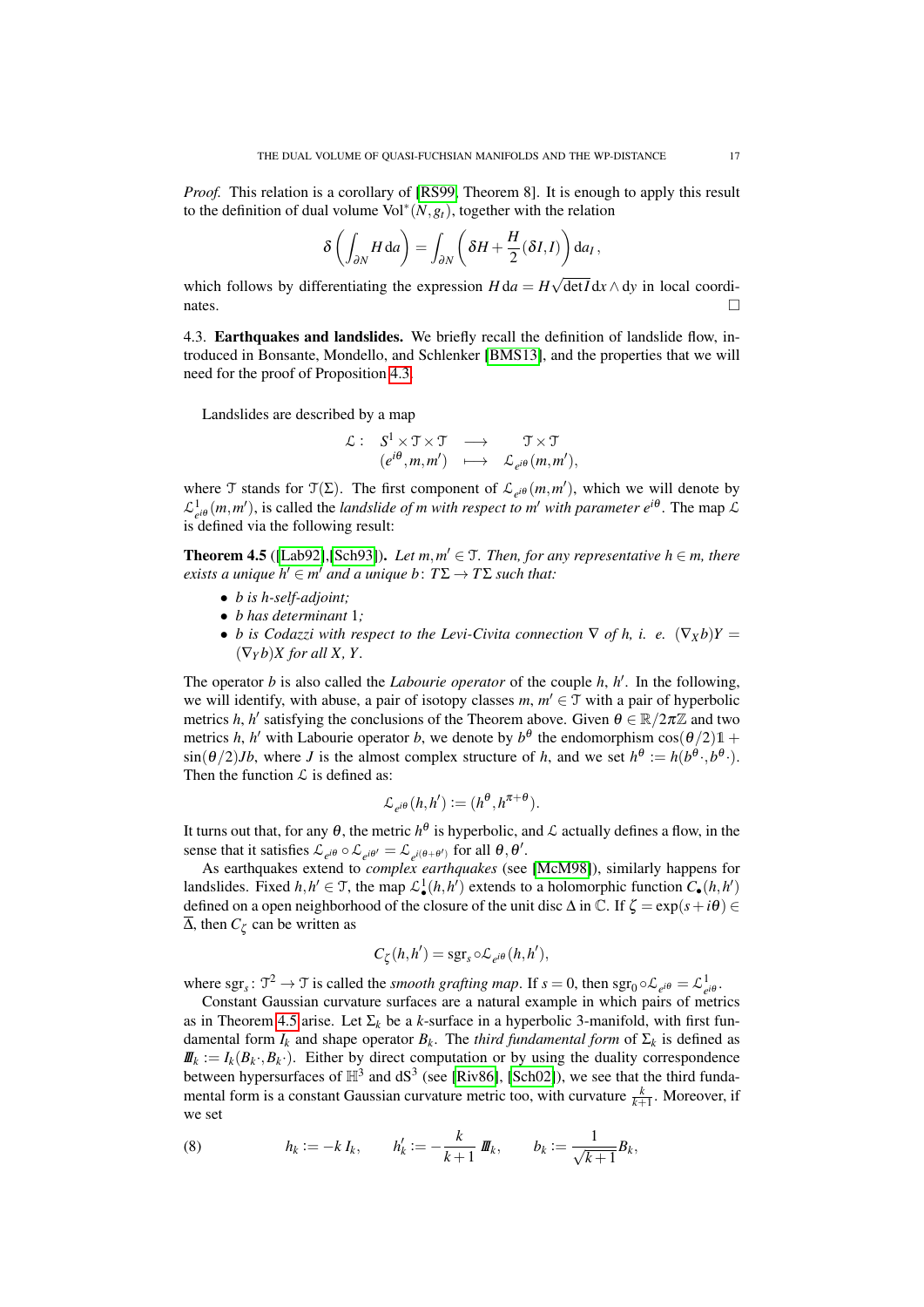*Proof.* This relation is a corollary of [RS99, Theorem 8]. It is enough to apply this result to the definition of dual volume $\mathrm{Vol}^*(N, g_t)$, together with the relation

$$\delta\left(\int_{\partial N} H \,\mathrm{d}a\right) = \int_{\partial N}\left(\delta H + \frac{H}{2}(\delta I, I)\right)\mathrm{d}a_I\,,$$

which follows by differentiating the expression $H\,\mathrm{d}a = H\sqrt{\det I}\,\mathrm{d}x\wedge\mathrm{d}y$ in local coordinates. □

4.3. **Earthquakes and landslides.** We briefly recall the definition of landslide flow, introduced in Bonsante, Mondello, and Schlenker [BMS13], and the properties that we will need for the proof of Proposition 4.3.

Landslides are described by a map

$$\begin{array}{cccc}\mathcal{L}: & S^1\times\mathcal{T}\times\mathcal{T} & \longrightarrow & \mathcal{T}\times\mathcal{T}\\ & (e^{i\theta}, m, m') & \longmapsto & \mathcal{L}_{e^{i\theta}}(m,m'),\end{array}$$

where $\mathcal{T}$ stands for $\mathcal{T}(\Sigma)$. The first component of $\mathcal{L}_{e^{i\theta}}(m,m')$, which we will denote by $\mathcal{L}^1_{e^{i\theta}}(m,m')$, is called the *landslide of $m$ with respect to $m'$ with parameter $e^{i\theta}$*. The map $\mathcal{L}$ is defined via the following result:

**Theorem 4.5** ([Lab92],[Sch93])**.** *Let $m, m'\in\mathcal{T}$. Then, for any representative $h\in m$, there exists a unique $h'\in m'$ and a unique $b\colon T\Sigma\to T\Sigma$ such that:*

- *$b$ is $h$-self-adjoint;*
- *$b$ has determinant 1;*
- *$b$ is Codazzi with respect to the Levi-Civita connection $\nabla$ of $h$, i. e. $(\nabla_X b)Y = (\nabla_Y b)X$ for all $X$, $Y$.*

The operator $b$ is also called the *Labourie operator* of the couple $h$, $h'$. In the following, we will identify, with abuse, a pair of isotopy classes $m$, $m'\in\mathcal{T}$ with a pair of hyperbolic metrics $h$, $h'$ satisfying the conclusions of the Theorem above. Given $\theta\in\mathbb{R}/2\pi\mathbb{Z}$ and two metrics $h$, $h'$ with Labourie operator $b$, we denote by $b^\theta$ the endomorphism $\cos(\theta/2)\mathbb{1} + \sin(\theta/2)Jb$, where $J$ is the almost complex structure of $h$, and we set $h^\theta := h(b^\theta\cdot, b^\theta\cdot)$. Then the function $\mathcal{L}$ is defined as:

$$\mathcal{L}_{e^{i\theta}}(h,h') := (h^\theta, h^{\pi+\theta}).$$

It turns out that, for any $\theta$, the metric $h^\theta$ is hyperbolic, and $\mathcal{L}$ actually defines a flow, in the sense that it satisfies $\mathcal{L}_{e^{i\theta}}\circ\mathcal{L}_{e^{i\theta'}} = \mathcal{L}_{e^{i(\theta+\theta')}}$ for all $\theta, \theta'$.

As earthquakes extend to *complex earthquakes* (see [McM98]), similarly happens for landslides. Fixed $h, h'\in\mathcal{T}$, the map $\mathcal{L}^1_\bullet(h,h')$ extends to a holomorphic function $C_\bullet(h,h')$ defined on a open neighborhood of the closure of the unit disc $\Delta$ in $\mathbb{C}$. If $\zeta = \exp(s+i\theta)\in\overline{\Delta}$, then $C_\zeta$ can be written as

$$C_\zeta(h,h') = \mathrm{sgr}_s\circ\mathcal{L}_{e^{i\theta}}(h,h'),$$

where $\mathrm{sgr}_s\colon\mathcal{T}^2\to\mathcal{T}$ is called the *smooth grafting map*. If $s=0$, then $\mathrm{sgr}_0\circ\mathcal{L}_{e^{i\theta}} = \mathcal{L}^1_{e^{i\theta}}$.

Constant Gaussian curvature surfaces are a natural example in which pairs of metrics as in Theorem 4.5 arise. Let $\Sigma_k$ be a $k$-surface in a hyperbolic 3-manifold, with first fundamental form $I_k$ and shape operator $B_k$. The *third fundamental form* of $\Sigma_k$ is defined as $I\!I\!I_k := I_k(B_k\cdot, B_k\cdot)$. Either by direct computation or by using the duality correspondence between hypersurfaces of $\mathbb{H}^3$ and $\mathrm{dS}^3$ (see [Riv86], [Sch02]), we see that the third fundamental form is a constant Gaussian curvature metric too, with curvature $\frac{k}{k+1}$. Moreover, if we set

$$h_k := -k\,I_k,\qquad h'_k := -\frac{k}{k+1}\,I\!I\!I_k,\qquad b_k := \frac{1}{\sqrt{k+1}}B_k, \tag{8}$$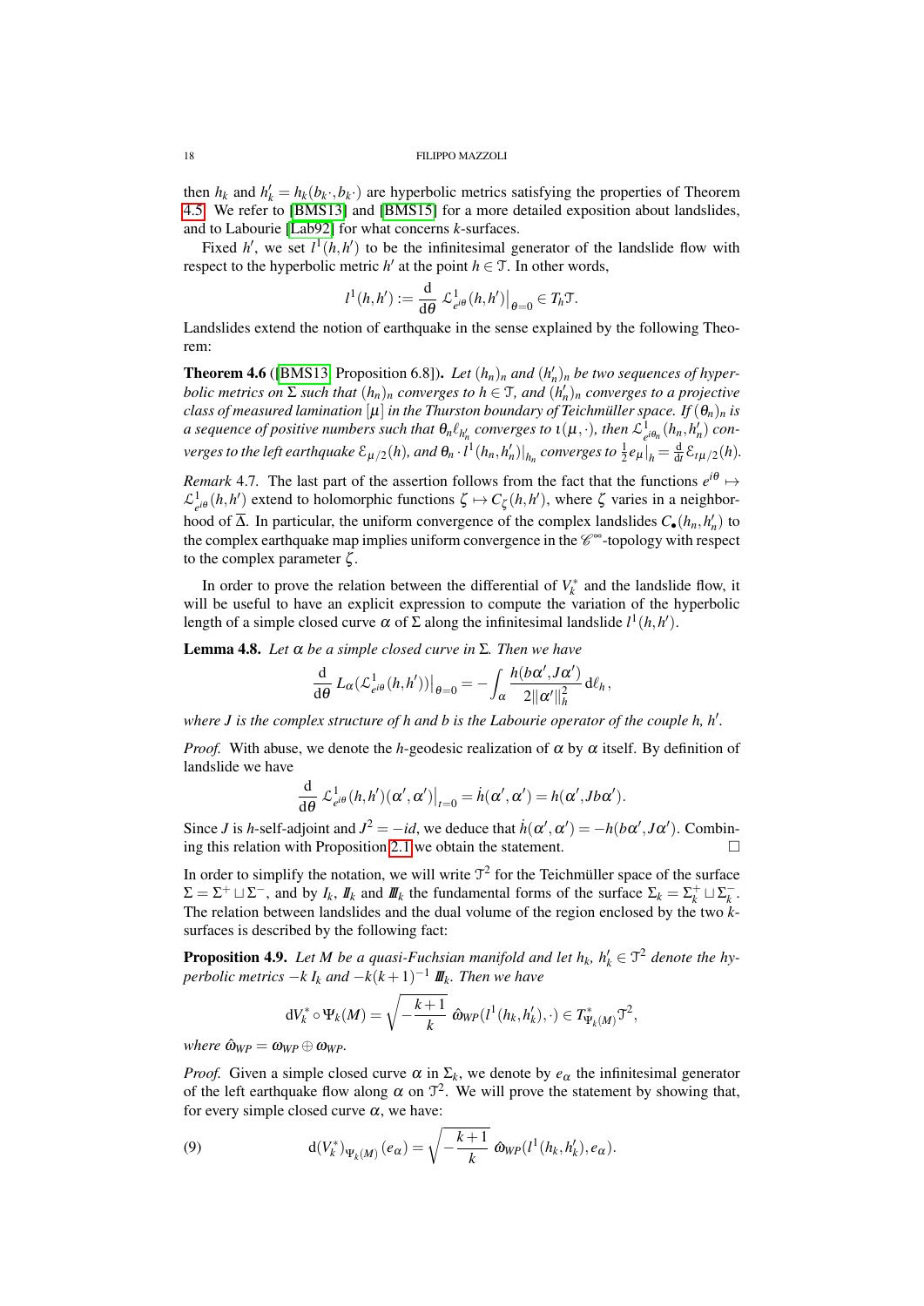then $h_k$ and $h'_k = h_k(b_k\cdot, b_k\cdot)$ are hyperbolic metrics satisfying the properties of Theorem 4.5. We refer to [BMS13] and [BMS15] for a more detailed exposition about landslides, and to Labourie [Lab92] for what concerns $k$-surfaces.

Fixed $h'$, we set $l^1(h,h')$ to be the infinitesimal generator of the landslide flow with respect to the hyperbolic metric $h'$ at the point $h \in \mathcal{T}$. In other words,

$$l^1(h,h') := \frac{\mathrm{d}}{\mathrm{d}\theta}\, \mathcal{L}^1_{e^{i\theta}}(h,h')\big|_{\theta=0} \in T_h\mathcal{T}.$$

Landslides extend the notion of earthquake in the sense explained by the following Theorem:

**Theorem 4.6** ([BMS13, Proposition 6.8]). *Let $(h_n)_n$ and $(h'_n)_n$ be two sequences of hyperbolic metrics on $\Sigma$ such that $(h_n)_n$ converges to $h \in \mathcal{T}$, and $(h'_n)_n$ converges to a projective class of measured lamination $[\mu]$ in the Thurston boundary of Teichmüller space. If $(\theta_n)_n$ is a sequence of positive numbers such that $\theta_n \ell_{h'_n}$ converges to $\iota(\mu,\cdot)$, then $\mathcal{L}^1_{e^{i\theta_n}}(h_n,h'_n)$ converges to the left earthquake $\mathcal{E}_{\mu/2}(h)$, and $\theta_n \cdot l^1(h_n,h'_n)|_{h_n}$ converges to $\frac{1}{2}e_\mu|_h = \frac{\mathrm{d}}{\mathrm{d}t}\,\mathcal{E}_{t\mu/2}(h)$.*

*Remark* 4.7. The last part of the assertion follows from the fact that the functions $e^{i\theta} \mapsto \mathcal{L}^1_{e^{i\theta}}(h,h')$ extend to holomorphic functions $\zeta \mapsto C_\zeta(h,h')$, where $\zeta$ varies in a neighborhood of $\overline{\Delta}$. In particular, the uniform convergence of the complex landslides $C_\bullet(h_n,h'_n)$ to the complex earthquake map implies uniform convergence in the $\mathscr{C}^\infty$-topology with respect to the complex parameter $\zeta$.

In order to prove the relation between the differential of $V_k^*$ and the landslide flow, it will be useful to have an explicit expression to compute the variation of the hyperbolic length of a simple closed curve $\alpha$ of $\Sigma$ along the infinitesimal landslide $l^1(h,h')$.

**Lemma 4.8.** *Let $\alpha$ be a simple closed curve in $\Sigma$. Then we have*

$$\frac{\mathrm{d}}{\mathrm{d}\theta}\, L_\alpha(\mathcal{L}^1_{e^{i\theta}}(h,h'))\big|_{\theta=0} = -\int_\alpha \frac{h(b\alpha', J\alpha')}{2\|\alpha'\|_h^2}\,\mathrm{d}\ell_h,$$

*where $J$ is the complex structure of $h$ and $b$ is the Labourie operator of the couple $h$, $h'$.*

*Proof.* With abuse, we denote the $h$-geodesic realization of $\alpha$ by $\alpha$ itself. By definition of landslide we have

$$\frac{\mathrm{d}}{\mathrm{d}\theta}\, \mathcal{L}^1_{e^{i\theta}}(h,h')(\alpha',\alpha')\big|_{t=0} = \dot{h}(\alpha',\alpha') = h(\alpha', Jb\alpha').$$

Since $J$ is $h$-self-adjoint and $J^2 = -id$, we deduce that $\dot{h}(\alpha',\alpha') = -h(b\alpha', J\alpha')$. Combining this relation with Proposition 2.1 we obtain the statement. $\square$

In order to simplify the notation, we will write $\mathcal{T}^2$ for the Teichmüller space of the surface $\Sigma = \Sigma^+ \sqcup \Sigma^-$, and by $I_k$, $I\!I_k$ and $I\!I\!I_k$ the fundamental forms of the surface $\Sigma_k = \Sigma_k^+ \sqcup \Sigma_k^-$. The relation between landslides and the dual volume of the region enclosed by the two $k$-surfaces is described by the following fact:

**Proposition 4.9.** *Let $M$ be a quasi-Fuchsian manifold and let $h_k$, $h'_k \in \mathcal{T}^2$ denote the hyperbolic metrics $-k\, I_k$ and $-k(k+1)^{-1}\, I\!I\!I_k$. Then we have*

$$\mathrm{d}V_k^* \circ \Psi_k(M) = \sqrt{-\frac{k+1}{k}}\;\hat{\omega}_{WP}(l^1(h_k,h'_k),\cdot) \in T^*_{\Psi_k(M)}\mathcal{T}^2,$$

*where $\hat{\omega}_{WP} = \omega_{WP} \oplus \omega_{WP}$.*

*Proof.* Given a simple closed curve $\alpha$ in $\Sigma_k$, we denote by $e_\alpha$ the infinitesimal generator of the left earthquake flow along $\alpha$ on $\mathcal{T}^2$. We will prove the statement by showing that, for every simple closed curve $\alpha$, we have:

$$\mathrm{d}(V_k^*)_{\Psi_k(M)}(e_\alpha) = \sqrt{-\frac{k+1}{k}}\;\hat{\omega}_{WP}(l^1(h_k,h'_k), e_\alpha). \tag{9}$$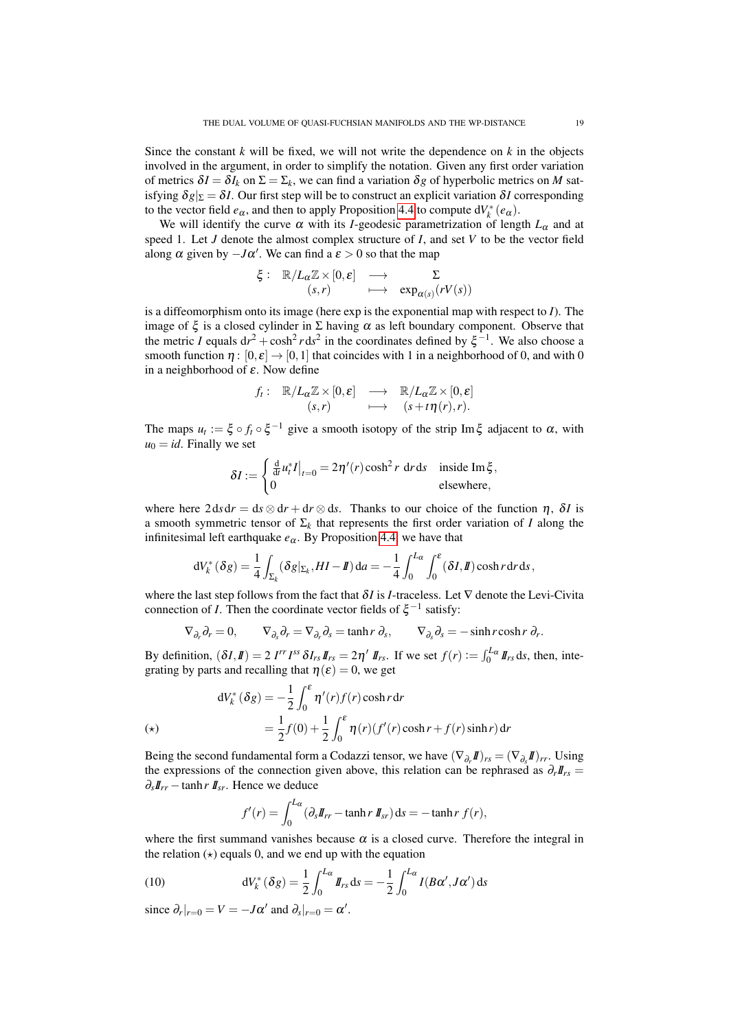Since the constant $k$ will be fixed, we will not write the dependence on $k$ in the objects involved in the argument, in order to simplify the notation. Given any first order variation of metrics $\delta I = \delta I_k$ on $\Sigma = \Sigma_k$, we can find a variation $\delta g$ of hyperbolic metrics on $M$ satisfying $\delta g|_\Sigma = \delta I$. Our first step will be to construct an explicit variation $\delta I$ corresponding to the vector field $e_\alpha$, and then to apply Proposition 4.4 to compute $\mathrm{d}V_k^*(e_\alpha)$.

We will identify the curve $\alpha$ with its $I$-geodesic parametrization of length $L_\alpha$ and at speed 1. Let $J$ denote the almost complex structure of $I$, and set $V$ to be the vector field along $\alpha$ given by $-J\alpha'$. We can find a $\varepsilon > 0$ so that the map

$$\begin{array}{rccc} \xi : & \mathbb{R}/L_\alpha\mathbb{Z} \times [0,\varepsilon] & \longrightarrow & \Sigma \\ & (s,r) & \longmapsto & \exp_{\alpha(s)}(rV(s)) \end{array}$$

is a diffeomorphism onto its image (here exp is the exponential map with respect to $I$). The image of $\xi$ is a closed cylinder in $\Sigma$ having $\alpha$ as left boundary component. Observe that the metric $I$ equals $\mathrm{d}r^2 + \cosh^2 r\, \mathrm{d}s^2$ in the coordinates defined by $\xi^{-1}$. We also choose a smooth function $\eta : [0,\varepsilon] \to [0,1]$ that coincides with 1 in a neighborhood of 0, and with 0 in a neighborhood of $\varepsilon$. Now define

$$\begin{array}{rccc} f_t : & \mathbb{R}/L_\alpha\mathbb{Z} \times [0,\varepsilon] & \longrightarrow & \mathbb{R}/L_\alpha\mathbb{Z} \times [0,\varepsilon] \\ & (s,r) & \longmapsto & (s + t\eta(r), r). \end{array}$$

The maps $u_t := \xi \circ f_t \circ \xi^{-1}$ give a smooth isotopy of the strip $\operatorname{Im}\xi$ adjacent to $\alpha$, with $u_0 = id$. Finally we set

$$\delta I := \begin{cases} \frac{\mathrm{d}}{\mathrm{d}t} u_t^* I \big|_{t=0} = 2\eta'(r)\cosh^2 r\ \mathrm{d}r\,\mathrm{d}s & \text{inside } \operatorname{Im}\xi, \\ 0 & \text{elsewhere,} \end{cases}$$

where here $2\,\mathrm{d}s\,\mathrm{d}r = \mathrm{d}s \otimes \mathrm{d}r + \mathrm{d}r \otimes \mathrm{d}s$. Thanks to our choice of the function $\eta$, $\delta I$ is a smooth symmetric tensor of $\Sigma_k$ that represents the first order variation of $I$ along the infinitesimal left earthquake $e_\alpha$. By Proposition 4.4 we have that

$$\mathrm{d}V_k^*(\delta g) = \frac{1}{4}\int_{\Sigma_k} (\delta g|_{\Sigma_k}, HI - I\!I)\,\mathrm{d}a = -\frac{1}{4}\int_0^{L_\alpha}\int_0^{\varepsilon} (\delta I, I\!I)\cosh r\,\mathrm{d}r\,\mathrm{d}s,$$

where the last step follows from the fact that $\delta I$ is $I$-traceless. Let $\nabla$ denote the Levi-Civita connection of $I$. Then the coordinate vector fields of $\xi^{-1}$ satisfy:

$$\nabla_{\partial_r}\partial_r = 0, \qquad \nabla_{\partial_s}\partial_r = \nabla_{\partial_r}\partial_s = \tanh r\ \partial_s, \qquad \nabla_{\partial_s}\partial_s = -\sinh r\cosh r\ \partial_r.$$

By definition, $(\delta I, I\!I) = 2\, I^{rr} I^{ss}\, \delta I_{rs}\, I\!I_{rs} = 2\eta'\, I\!I_{rs}$. If we set $f(r) := \int_0^{L_\alpha} I\!I_{rs}\,\mathrm{d}s$, then, integrating by parts and recalling that $\eta(\varepsilon) = 0$, we get

$$\begin{aligned} \mathrm{d}V_k^*(\delta g) &= -\frac{1}{2}\int_0^{\varepsilon} \eta'(r) f(r)\cosh r\,\mathrm{d}r \\ (\star) \qquad &= \frac{1}{2} f(0) + \frac{1}{2}\int_0^{\varepsilon} \eta(r)(f'(r)\cosh r + f(r)\sinh r)\,\mathrm{d}r \end{aligned}$$

Being the second fundamental form a Codazzi tensor, we have $(\nabla_{\partial_r} I\!I)_{rs} = (\nabla_{\partial_s} I\!I)_{rr}$. Using the expressions of the connection given above, this relation can be rephrased as $\partial_r I\!I_{rs} = \partial_s I\!I_{rr} - \tanh r\, I\!I_{sr}$. Hence we deduce

$$f'(r) = \int_0^{L_\alpha} (\partial_s I\!I_{rr} - \tanh r\, I\!I_{sr})\,\mathrm{d}s = -\tanh r\ f(r),$$

where the first summand vanishes because $\alpha$ is a closed curve. Therefore the integral in the relation $(\star)$ equals 0, and we end up with the equation

$$\mathrm{d}V_k^*(\delta g) = \frac{1}{2}\int_0^{L_\alpha} I\!I_{rs}\,\mathrm{d}s = -\frac{1}{2}\int_0^{L_\alpha} I(B\alpha', J\alpha')\,\mathrm{d}s \tag{10}$$

since $\partial_r|_{r=0} = V = -J\alpha'$ and $\partial_s|_{r=0} = \alpha'$.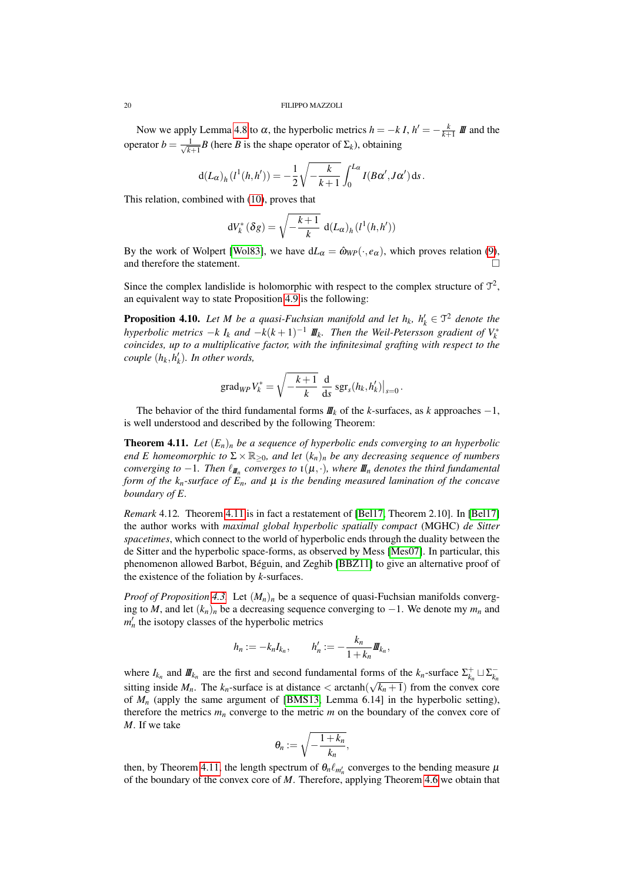Now we apply Lemma 4.8 to $\alpha$, the hyperbolic metrics $h = -k\, I$, $h' = -\frac{k}{k+1}\, I\!I\!I$ and the operator $b = \frac{1}{\sqrt{k+1}} B$ (here $B$ is the shape operator of $\Sigma_k$), obtaining

$$\mathrm{d}(L_\alpha)_h\,(l^1(h,h')) = -\frac{1}{2}\sqrt{-\frac{k}{k+1}}\int_0^{L_\alpha} I(B\alpha', J\alpha')\,\mathrm{d}s\,.$$

This relation, combined with (10), proves that

$$\mathrm{d}V_k^*\,(\delta g) = \sqrt{-\frac{k+1}{k}}\;\mathrm{d}(L_\alpha)_h\,(l^1(h,h'))$$

By the work of Wolpert [Wol83], we have $\mathrm{d}L_\alpha = \hat{\omega}_{WP}(\cdot, e_\alpha)$, which proves relation (9), and therefore the statement. $\square$

Since the complex landislide is holomorphic with respect to the complex structure of $\mathcal{T}^2$, an equivalent way to state Proposition 4.9 is the following:

**Proposition 4.10.** *Let $M$ be a quasi-Fuchsian manifold and let $h_k$, $h_k' \in \mathcal{T}^2$ denote the hyperbolic metrics $-k\, I_k$ and $-k(k+1)^{-1}\, I\!I\!I_k$. Then the Weil-Petersson gradient of $V_k^*$ coincides, up to a multiplicative factor, with the infinitesimal grafting with respect to the couple $(h_k, h_k')$. In other words,*

$$\operatorname{grad}_{WP} V_k^* = \sqrt{-\frac{k+1}{k}}\;\frac{\mathrm{d}}{\mathrm{d}s}\,\operatorname{sgr}_s(h_k,h_k')\big|_{s=0}\,.$$

The behavior of the third fundamental forms $I\!I\!I_k$ of the $k$-surfaces, as $k$ approaches $-1$, is well understood and described by the following Theorem:

**Theorem 4.11.** *Let $(E_n)_n$ be a sequence of hyperbolic ends converging to an hyperbolic end $E$ homeomorphic to $\Sigma \times \mathbb{R}_{\geq 0}$, and let $(k_n)_n$ be any decreasing sequence of numbers converging to $-1$. Then $\ell_{I\!I\!I_n}$ converges to $\iota(\mu,\cdot)$, where $I\!I\!I_n$ denotes the third fundamental form of the $k_n$-surface of $E_n$, and $\mu$ is the bending measured lamination of the concave boundary of $E$.*

*Remark* 4.12. Theorem 4.11 is in fact a restatement of [Bel17, Theorem 2.10]. In [Bel17] the author works with *maximal global hyperbolic spatially compact* (MGHC) *de Sitter spacetimes*, which connect to the world of hyperbolic ends through the duality between the de Sitter and the hyperbolic space-forms, as observed by Mess [Mes07]. In particular, this phenomenon allowed Barbot, Béguin, and Zeghib [BBZ11] to give an alternative proof of the existence of the foliation by $k$-surfaces.

*Proof of Proposition 4.3.* Let $(M_n)_n$ be a sequence of quasi-Fuchsian manifolds converging to $M$, and let $(k_n)_n$ be a decreasing sequence converging to $-1$. We denote my $m_n$ and $m_n'$ the isotopy classes of the hyperbolic metrics

$$h_n := -k_n I_{k_n}, \qquad h_n' := -\frac{k_n}{1+k_n} I\!I\!I_{k_n},$$

where $I_{k_n}$ and $I\!I\!I_{k_n}$ are the first and second fundamental forms of the $k_n$-surface $\Sigma_{k_n}^+ \sqcup \Sigma_{k_n}^-$ sitting inside $M_n$. The $k_n$-surface is at distance $< \operatorname{arctanh}(\sqrt{k_n+1})$ from the convex core of $M_n$ (apply the same argument of [BMS13, Lemma 6.14] in the hyperbolic setting), therefore the metrics $m_n$ converge to the metric $m$ on the boundary of the convex core of $M$. If we take

$$\theta_n := \sqrt{-\frac{1+k_n}{k_n}},$$

then, by Theorem 4.11, the length spectrum of $\theta_n \ell_{m_n'}$ converges to the bending measure $\mu$ of the boundary of the convex core of $M$. Therefore, applying Theorem 4.6 we obtain that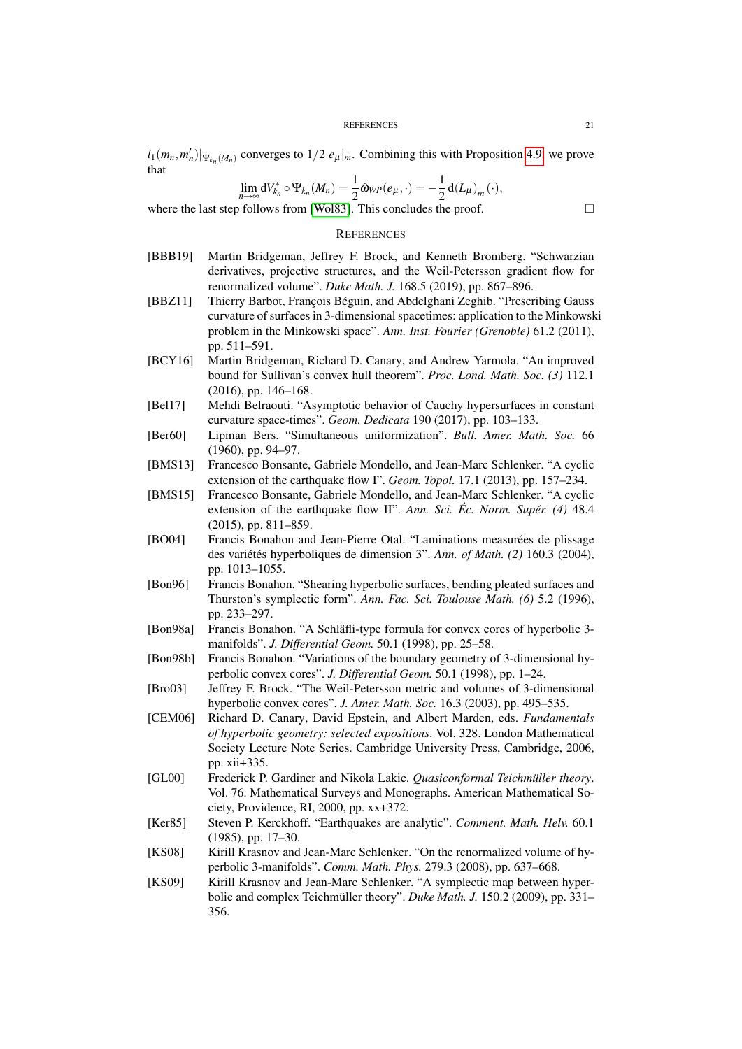$l_1(m_n, m_n')|_{\Psi_{k_n}(M_n)}$ converges to $1/2\, e_\mu|_m$. Combining this with Proposition 4.9, we prove that

$$\lim_{n\to\infty} \mathrm{d}V_{k_n}^* \circ \Psi_{k_n}(M_n) = \frac{1}{2}\hat{\omega}_{WP}(e_\mu, \cdot) = -\frac{1}{2}\,\mathrm{d}(L_\mu)_m(\cdot),$$

where the last step follows from [Wol83]. This concludes the proof. $\square$

## References

[BBB19] Martin Bridgeman, Jeffrey F. Brock, and Kenneth Bromberg. "Schwarzian derivatives, projective structures, and the Weil-Petersson gradient flow for renormalized volume". *Duke Math. J.* 168.5 (2019), pp. 867–896.

[BBZ11] Thierry Barbot, François Béguin, and Abdelghani Zeghib. "Prescribing Gauss curvature of surfaces in 3-dimensional spacetimes: application to the Minkowski problem in the Minkowski space". *Ann. Inst. Fourier (Grenoble)* 61.2 (2011), pp. 511–591.

[BCY16] Martin Bridgeman, Richard D. Canary, and Andrew Yarmola. "An improved bound for Sullivan's convex hull theorem". *Proc. Lond. Math. Soc. (3)* 112.1 (2016), pp. 146–168.

[Bel17] Mehdi Belraouti. "Asymptotic behavior of Cauchy hypersurfaces in constant curvature space-times". *Geom. Dedicata* 190 (2017), pp. 103–133.

[Ber60] Lipman Bers. "Simultaneous uniformization". *Bull. Amer. Math. Soc.* 66 (1960), pp. 94–97.

[BMS13] Francesco Bonsante, Gabriele Mondello, and Jean-Marc Schlenker. "A cyclic extension of the earthquake flow I". *Geom. Topol.* 17.1 (2013), pp. 157–234.

[BMS15] Francesco Bonsante, Gabriele Mondello, and Jean-Marc Schlenker. "A cyclic extension of the earthquake flow II". *Ann. Sci. Éc. Norm. Supér. (4)* 48.4 (2015), pp. 811–859.

[BO04] Francis Bonahon and Jean-Pierre Otal. "Laminations mesurées de plissage des variétés hyperboliques de dimension 3". *Ann. of Math. (2)* 160.3 (2004), pp. 1013–1055.

[Bon96] Francis Bonahon. "Shearing hyperbolic surfaces, bending pleated surfaces and Thurston's symplectic form". *Ann. Fac. Sci. Toulouse Math. (6)* 5.2 (1996), pp. 233–297.

[Bon98a] Francis Bonahon. "A Schläfli-type formula for convex cores of hyperbolic 3-manifolds". *J. Differential Geom.* 50.1 (1998), pp. 25–58.

[Bon98b] Francis Bonahon. "Variations of the boundary geometry of 3-dimensional hyperbolic convex cores". *J. Differential Geom.* 50.1 (1998), pp. 1–24.

[Bro03] Jeffrey F. Brock. "The Weil-Petersson metric and volumes of 3-dimensional hyperbolic convex cores". *J. Amer. Math. Soc.* 16.3 (2003), pp. 495–535.

[CEM06] Richard D. Canary, David Epstein, and Albert Marden, eds. *Fundamentals of hyperbolic geometry: selected expositions*. Vol. 328. London Mathematical Society Lecture Note Series. Cambridge University Press, Cambridge, 2006, pp. xii+335.

[GL00] Frederick P. Gardiner and Nikola Lakic. *Quasiconformal Teichmüller theory*. Vol. 76. Mathematical Surveys and Monographs. American Mathematical Society, Providence, RI, 2000, pp. xx+372.

[Ker85] Steven P. Kerckhoff. "Earthquakes are analytic". *Comment. Math. Helv.* 60.1 (1985), pp. 17–30.

[KS08] Kirill Krasnov and Jean-Marc Schlenker. "On the renormalized volume of hyperbolic 3-manifolds". *Comm. Math. Phys.* 279.3 (2008), pp. 637–668.

[KS09] Kirill Krasnov and Jean-Marc Schlenker. "A symplectic map between hyperbolic and complex Teichmüller theory". *Duke Math. J.* 150.2 (2009), pp. 331–356.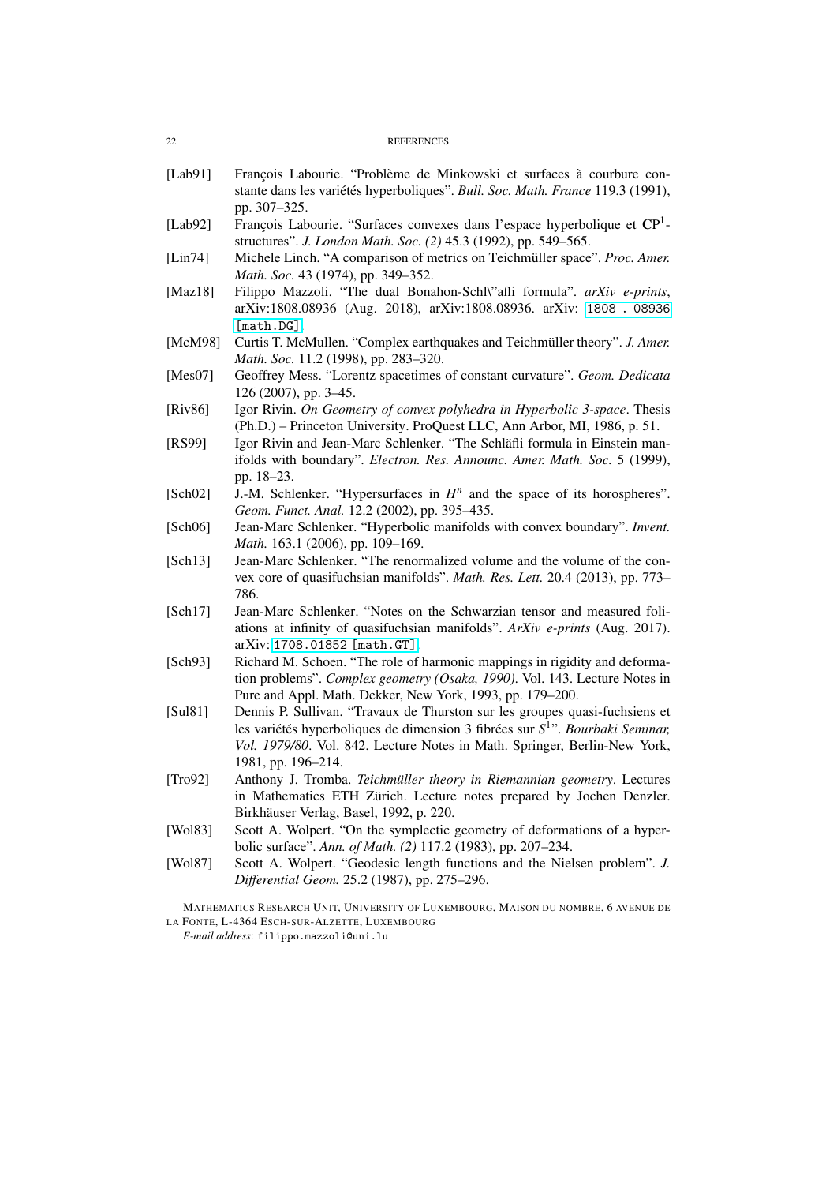[Lab91] François Labourie. "Problème de Minkowski et surfaces à courbure constante dans les variétés hyperboliques". *Bull. Soc. Math. France* 119.3 (1991), pp. 307–325.

[Lab92] François Labourie. "Surfaces convexes dans l'espace hyperbolique et $\mathbf{C}\mathrm{P}^1$-structures". *J. London Math. Soc. (2)* 45.3 (1992), pp. 549–565.

[Lin74] Michele Linch. "A comparison of metrics on Teichmüller space". *Proc. Amer. Math. Soc.* 43 (1974), pp. 349–352.

[Maz18] Filippo Mazzoli. "The dual Bonahon-Schl\"afli formula". *arXiv e-prints*, arXiv:1808.08936 (Aug. 2018), arXiv:1808.08936. arXiv: 1808 . 08936 [math.DG].

[McM98] Curtis T. McMullen. "Complex earthquakes and Teichmüller theory". *J. Amer. Math. Soc.* 11.2 (1998), pp. 283–320.

[Mes07] Geoffrey Mess. "Lorentz spacetimes of constant curvature". *Geom. Dedicata* 126 (2007), pp. 3–45.

[Riv86] Igor Rivin. *On Geometry of convex polyhedra in Hyperbolic 3-space*. Thesis (Ph.D.) – Princeton University. ProQuest LLC, Ann Arbor, MI, 1986, p. 51.

[RS99] Igor Rivin and Jean-Marc Schlenker. "The Schläfli formula in Einstein manifolds with boundary". *Electron. Res. Announc. Amer. Math. Soc.* 5 (1999), pp. 18–23.

[Sch02] J.-M. Schlenker. "Hypersurfaces in $H^n$ and the space of its horospheres". *Geom. Funct. Anal.* 12.2 (2002), pp. 395–435.

[Sch06] Jean-Marc Schlenker. "Hyperbolic manifolds with convex boundary". *Invent. Math.* 163.1 (2006), pp. 109–169.

[Sch13] Jean-Marc Schlenker. "The renormalized volume and the volume of the convex core of quasifuchsian manifolds". *Math. Res. Lett.* 20.4 (2013), pp. 773–786.

[Sch17] Jean-Marc Schlenker. "Notes on the Schwarzian tensor and measured foliations at infinity of quasifuchsian manifolds". *ArXiv e-prints* (Aug. 2017). arXiv: 1708.01852 [math.GT].

[Sch93] Richard M. Schoen. "The role of harmonic mappings in rigidity and deformation problems". *Complex geometry (Osaka, 1990)*. Vol. 143. Lecture Notes in Pure and Appl. Math. Dekker, New York, 1993, pp. 179–200.

[Sul81] Dennis P. Sullivan. "Travaux de Thurston sur les groupes quasi-fuchsiens et les variétés hyperboliques de dimension 3 fibrées sur $S^1$". *Bourbaki Seminar, Vol. 1979/80*. Vol. 842. Lecture Notes in Math. Springer, Berlin-New York, 1981, pp. 196–214.

[Tro92] Anthony J. Tromba. *Teichmüller theory in Riemannian geometry*. Lectures in Mathematics ETH Zürich. Lecture notes prepared by Jochen Denzler. Birkhäuser Verlag, Basel, 1992, p. 220.

[Wol83] Scott A. Wolpert. "On the symplectic geometry of deformations of a hyperbolic surface". *Ann. of Math. (2)* 117.2 (1983), pp. 207–234.

[Wol87] Scott A. Wolpert. "Geodesic length functions and the Nielsen problem". *J. Differential Geom.* 25.2 (1987), pp. 275–296.

MATHEMATICS RESEARCH UNIT, UNIVERSITY OF LUXEMBOURG, MAISON DU NOMBRE, 6 AVENUE DE LA FONTE, L-4364 ESCH-SUR-ALZETTE, LUXEMBOURG

*E-mail address*: filippo.mazzoli@uni.lu